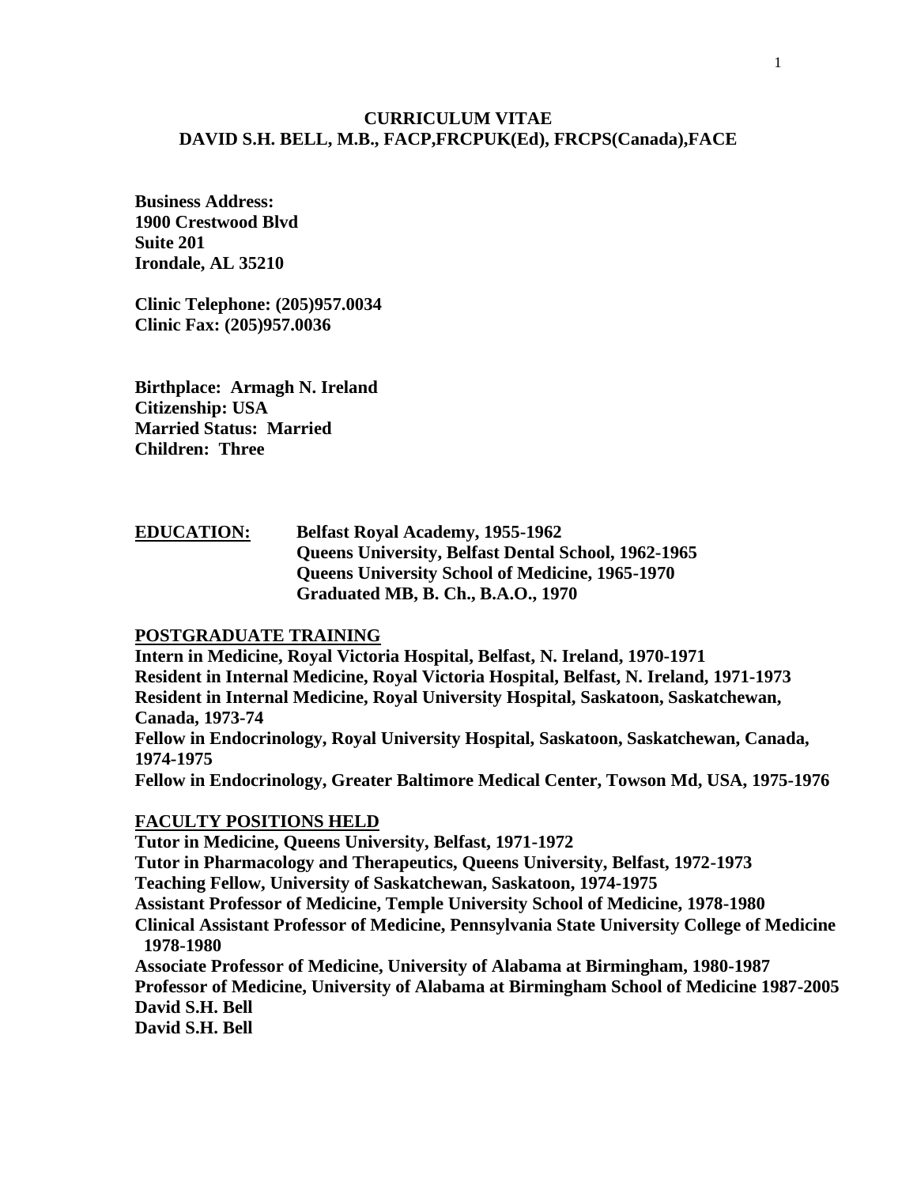# CURRICULUM VITAE
## DAVID S.H. BELL, M.B., FACP,FRCPUK(Ed), FRCPS(Canada),FACE

**Business Address:**
**1900 Crestwood Blvd**
**Suite 201**
**Irondale, AL 35210**

**Clinic Telephone: (205)957.0034**
**Clinic Fax: (205)957.0036**

**Birthplace: Armagh N. Ireland**
**Citizenship: USA**
**Married Status: Married**
**Children: Three**

**EDUCATION:**
**Belfast Royal Academy, 1955-1962**
**Queens University, Belfast Dental School, 1962-1965**
**Queens University School of Medicine, 1965-1970**
**Graduated MB, B. Ch., B.A.O., 1970**

**POSTGRADUATE TRAINING**

**Intern in Medicine, Royal Victoria Hospital, Belfast, N. Ireland, 1970-1971**
**Resident in Internal Medicine, Royal Victoria Hospital, Belfast, N. Ireland, 1971-1973**
**Resident in Internal Medicine, Royal University Hospital, Saskatoon, Saskatchewan, Canada, 1973-74**
**Fellow in Endocrinology, Royal University Hospital, Saskatoon, Saskatchewan, Canada, 1974-1975**
**Fellow in Endocrinology, Greater Baltimore Medical Center, Towson Md, USA, 1975-1976**

**FACULTY POSITIONS HELD**

**Tutor in Medicine, Queens University, Belfast, 1971-1972**
**Tutor in Pharmacology and Therapeutics, Queens University, Belfast, 1972-1973**
**Teaching Fellow, University of Saskatchewan, Saskatoon, 1974-1975**
**Assistant Professor of Medicine, Temple University School of Medicine, 1978-1980**
**Clinical Assistant Professor of Medicine, Pennsylvania State University College of Medicine 1978-1980**
**Associate Professor of Medicine, University of Alabama at Birmingham, 1980-1987**
**Professor of Medicine, University of Alabama at Birmingham School of Medicine 1987-2005**
**David S.H. Bell**
**David S.H. Bell**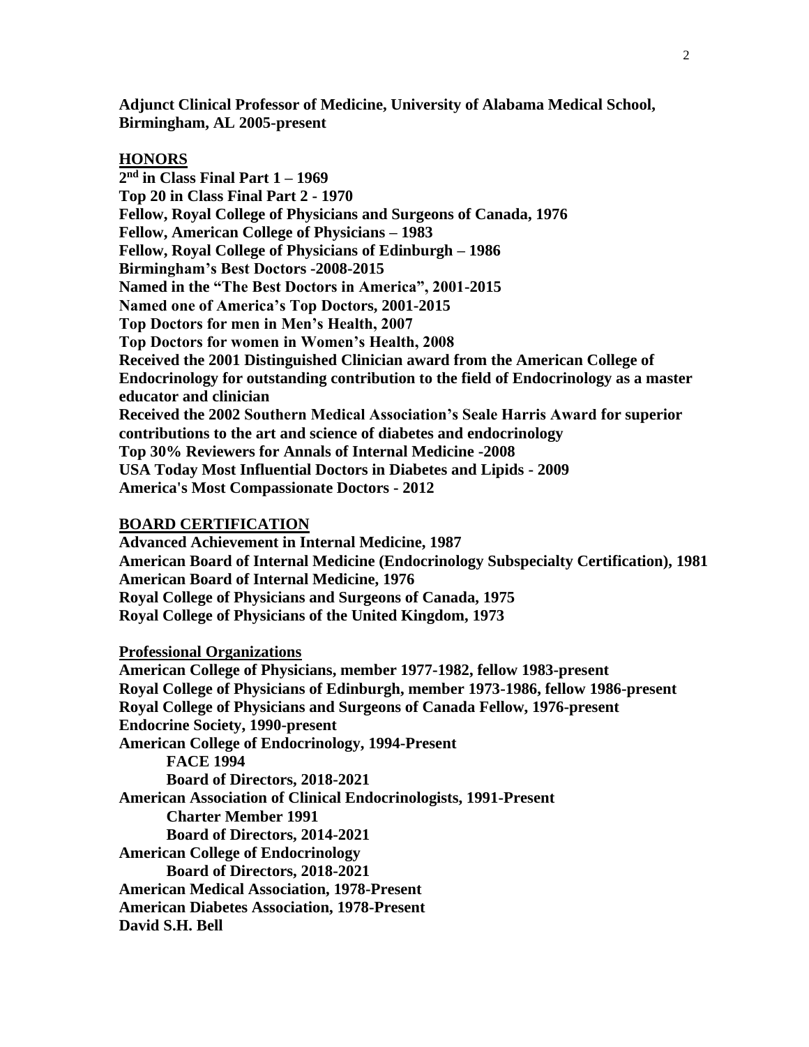**Adjunct Clinical Professor of Medicine, University of Alabama Medical School, Birmingham, AL 2005-present**

## HONORS

**2nd in Class Final Part 1 – 1969**
**Top 20 in Class Final Part 2 - 1970**
**Fellow, Royal College of Physicians and Surgeons of Canada, 1976**
**Fellow, American College of Physicians – 1983**
**Fellow, Royal College of Physicians of Edinburgh – 1986**
**Birmingham's Best Doctors -2008-2015**
**Named in the "The Best Doctors in America", 2001-2015**
**Named one of America's Top Doctors, 2001-2015**
**Top Doctors for men in Men's Health, 2007**
**Top Doctors for women in Women's Health, 2008**
**Received the 2001 Distinguished Clinician award from the American College of Endocrinology for outstanding contribution to the field of Endocrinology as a master educator and clinician**
**Received the 2002 Southern Medical Association's Seale Harris Award for superior contributions to the art and science of diabetes and endocrinology**
**Top 30% Reviewers for Annals of Internal Medicine -2008**
**USA Today Most Influential Doctors in Diabetes and Lipids - 2009**
**America's Most Compassionate Doctors - 2012**

## BOARD CERTIFICATION

**Advanced Achievement in Internal Medicine, 1987**
**American Board of Internal Medicine (Endocrinology Subspecialty Certification), 1981**
**American Board of Internal Medicine, 1976**
**Royal College of Physicians and Surgeons of Canada, 1975**
**Royal College of Physicians of the United Kingdom, 1973**

## Professional Organizations

**American College of Physicians, member 1977-1982, fellow 1983-present**
**Royal College of Physicians of Edinburgh, member 1973-1986, fellow 1986-present**
**Royal College of Physicians and Surgeons of Canada Fellow, 1976-present**
**Endocrine Society, 1990-present**
**American College of Endocrinology, 1994-Present**
- **FACE 1994**
- **Board of Directors, 2018-2021**

**American Association of Clinical Endocrinologists, 1991-Present**
- **Charter Member 1991**
- **Board of Directors, 2014-2021**

**American College of Endocrinology**
- **Board of Directors, 2018-2021**

**American Medical Association, 1978-Present**
**American Diabetes Association, 1978-Present**
**David S.H. Bell**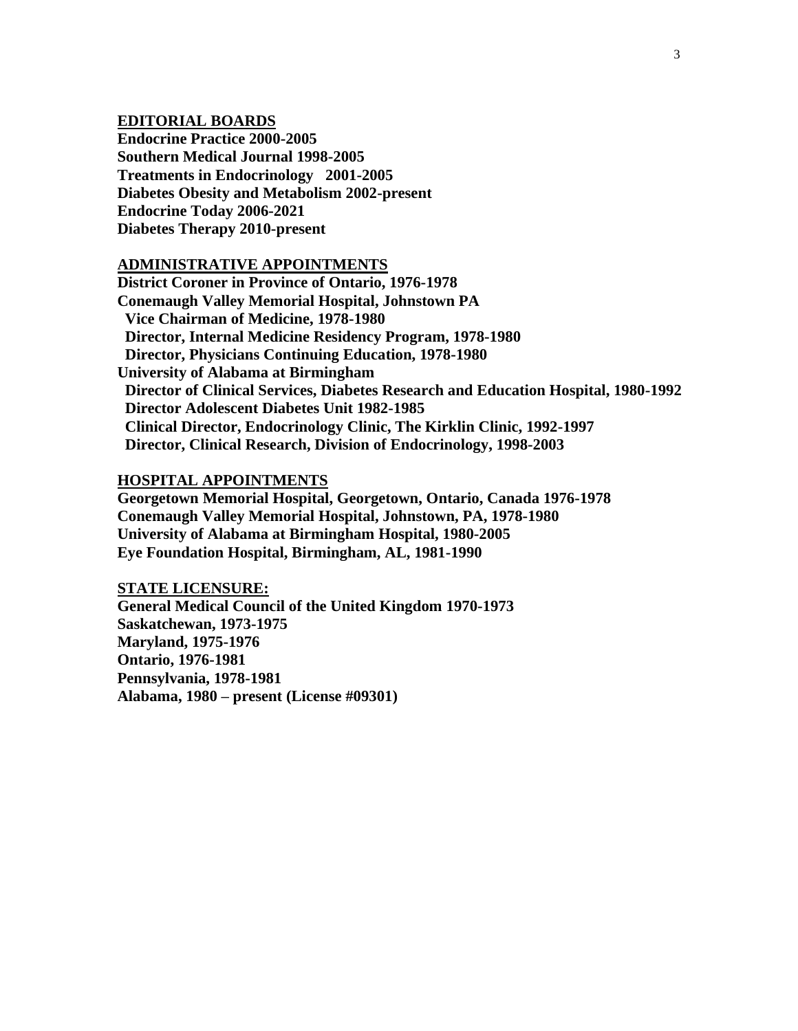## EDITORIAL BOARDS

**Endocrine Practice 2000-2005**
**Southern Medical Journal 1998-2005**
**Treatments in Endocrinology 2001-2005**
**Diabetes Obesity and Metabolism 2002-present**
**Endocrine Today 2006-2021**
**Diabetes Therapy 2010-present**

## ADMINISTRATIVE APPOINTMENTS

**District Coroner in Province of Ontario, 1976-1978**
**Conemaugh Valley Memorial Hospital, Johnstown PA**
- **Vice Chairman of Medicine, 1978-1980**
- **Director, Internal Medicine Residency Program, 1978-1980**
- **Director, Physicians Continuing Education, 1978-1980**

**University of Alabama at Birmingham**
- **Director of Clinical Services, Diabetes Research and Education Hospital, 1980-1992**
- **Director Adolescent Diabetes Unit 1982-1985**
- **Clinical Director, Endocrinology Clinic, The Kirklin Clinic, 1992-1997**
- **Director, Clinical Research, Division of Endocrinology, 1998-2003**

## HOSPITAL APPOINTMENTS

**Georgetown Memorial Hospital, Georgetown, Ontario, Canada 1976-1978**
**Conemaugh Valley Memorial Hospital, Johnstown, PA, 1978-1980**
**University of Alabama at Birmingham Hospital, 1980-2005**
**Eye Foundation Hospital, Birmingham, AL, 1981-1990**

## STATE LICENSURE:

**General Medical Council of the United Kingdom 1970-1973**
**Saskatchewan, 1973-1975**
**Maryland, 1975-1976**
**Ontario, 1976-1981**
**Pennsylvania, 1978-1981**
**Alabama, 1980 – present (License #09301)**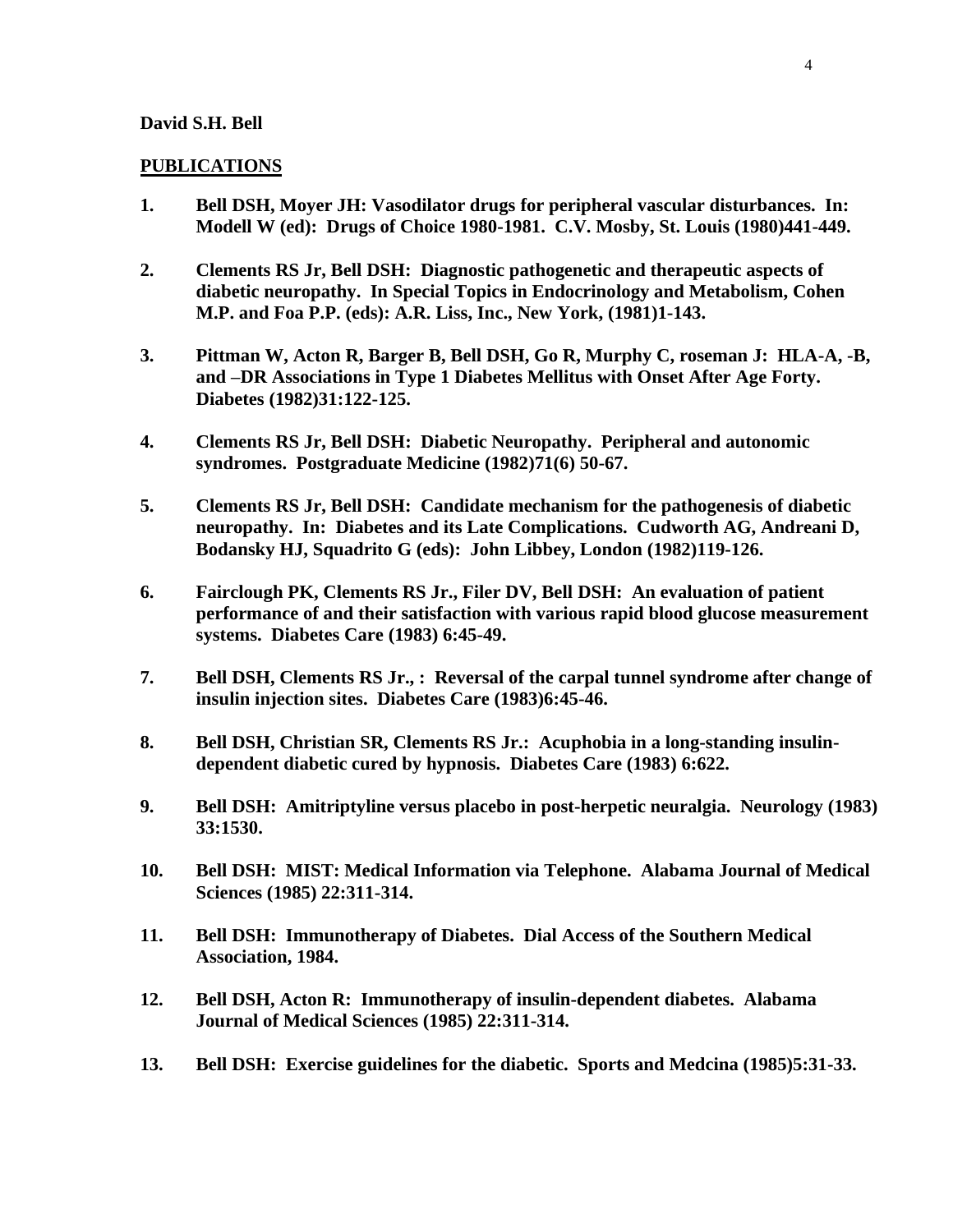**David S.H. Bell**

## PUBLICATIONS

1. **Bell DSH, Moyer JH: Vasodilator drugs for peripheral vascular disturbances. In: Modell W (ed): Drugs of Choice 1980-1981. C.V. Mosby, St. Louis (1980)441-449.**

2. **Clements RS Jr, Bell DSH: Diagnostic pathogenetic and therapeutic aspects of diabetic neuropathy. In Special Topics in Endocrinology and Metabolism, Cohen M.P. and Foa P.P. (eds): A.R. Liss, Inc., New York, (1981)1-143.**

3. **Pittman W, Acton R, Barger B, Bell DSH, Go R, Murphy C, roseman J: HLA-A, -B, and –DR Associations in Type 1 Diabetes Mellitus with Onset After Age Forty. Diabetes (1982)31:122-125.**

4. **Clements RS Jr, Bell DSH: Diabetic Neuropathy. Peripheral and autonomic syndromes. Postgraduate Medicine (1982)71(6) 50-67.**

5. **Clements RS Jr, Bell DSH: Candidate mechanism for the pathogenesis of diabetic neuropathy. In: Diabetes and its Late Complications. Cudworth AG, Andreani D, Bodansky HJ, Squadrito G (eds): John Libbey, London (1982)119-126.**

6. **Fairclough PK, Clements RS Jr., Filer DV, Bell DSH: An evaluation of patient performance of and their satisfaction with various rapid blood glucose measurement systems. Diabetes Care (1983) 6:45-49.**

7. **Bell DSH, Clements RS Jr., : Reversal of the carpal tunnel syndrome after change of insulin injection sites. Diabetes Care (1983)6:45-46.**

8. **Bell DSH, Christian SR, Clements RS Jr.: Acuphobia in a long-standing insulin-dependent diabetic cured by hypnosis. Diabetes Care (1983) 6:622.**

9. **Bell DSH: Amitriptyline versus placebo in post-herpetic neuralgia. Neurology (1983) 33:1530.**

10. **Bell DSH: MIST: Medical Information via Telephone. Alabama Journal of Medical Sciences (1985) 22:311-314.**

11. **Bell DSH: Immunotherapy of Diabetes. Dial Access of the Southern Medical Association, 1984.**

12. **Bell DSH, Acton R: Immunotherapy of insulin-dependent diabetes. Alabama Journal of Medical Sciences (1985) 22:311-314.**

13. **Bell DSH: Exercise guidelines for the diabetic. Sports and Medcina (1985)5:31-33.**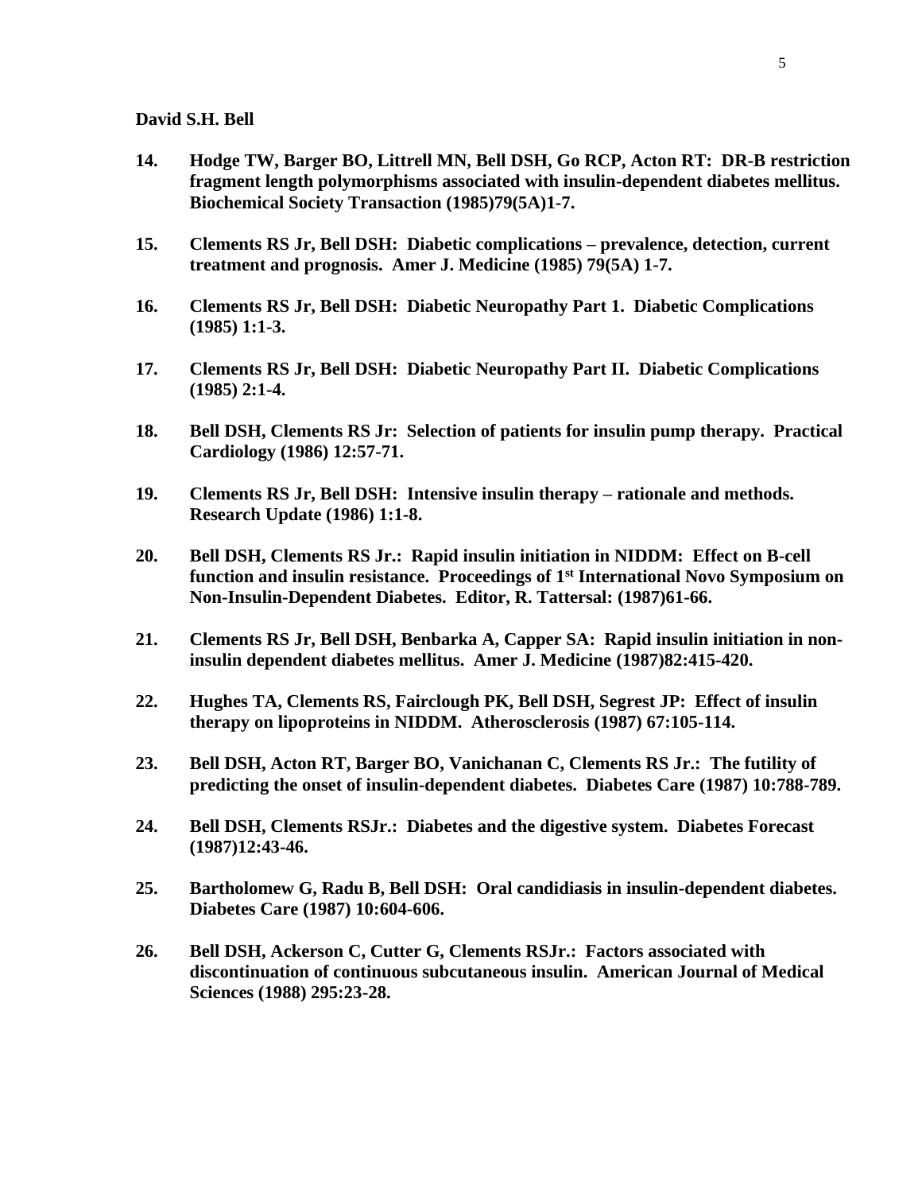**14. Hodge TW, Barger BO, Littrell MN, Bell DSH, Go RCP, Acton RT: DR-B restriction fragment length polymorphisms associated with insulin-dependent diabetes mellitus. Biochemical Society Transaction (1985)79(5A)1-7.**

**15. Clements RS Jr, Bell DSH: Diabetic complications – prevalence, detection, current treatment and prognosis. Amer J. Medicine (1985) 79(5A) 1-7.**

**16. Clements RS Jr, Bell DSH: Diabetic Neuropathy Part 1. Diabetic Complications (1985) 1:1-3.**

**17. Clements RS Jr, Bell DSH: Diabetic Neuropathy Part II. Diabetic Complications (1985) 2:1-4.**

**18. Bell DSH, Clements RS Jr: Selection of patients for insulin pump therapy. Practical Cardiology (1986) 12:57-71.**

**19. Clements RS Jr, Bell DSH: Intensive insulin therapy – rationale and methods. Research Update (1986) 1:1-8.**

**20. Bell DSH, Clements RS Jr.: Rapid insulin initiation in NIDDM: Effect on B-cell function and insulin resistance. Proceedings of 1st International Novo Symposium on Non-Insulin-Dependent Diabetes. Editor, R. Tattersal: (1987)61-66.**

**21. Clements RS Jr, Bell DSH, Benbarka A, Capper SA: Rapid insulin initiation in non-insulin dependent diabetes mellitus. Amer J. Medicine (1987)82:415-420.**

**22. Hughes TA, Clements RS, Fairclough PK, Bell DSH, Segrest JP: Effect of insulin therapy on lipoproteins in NIDDM. Atherosclerosis (1987) 67:105-114.**

**23. Bell DSH, Acton RT, Barger BO, Vanichanan C, Clements RS Jr.: The futility of predicting the onset of insulin-dependent diabetes. Diabetes Care (1987) 10:788-789.**

**24. Bell DSH, Clements RSJr.: Diabetes and the digestive system. Diabetes Forecast (1987)12:43-46.**

**25. Bartholomew G, Radu B, Bell DSH: Oral candidiasis in insulin-dependent diabetes. Diabetes Care (1987) 10:604-606.**

**26. Bell DSH, Ackerson C, Cutter G, Clements RSJr.: Factors associated with discontinuation of continuous subcutaneous insulin. American Journal of Medical Sciences (1988) 295:23-28.**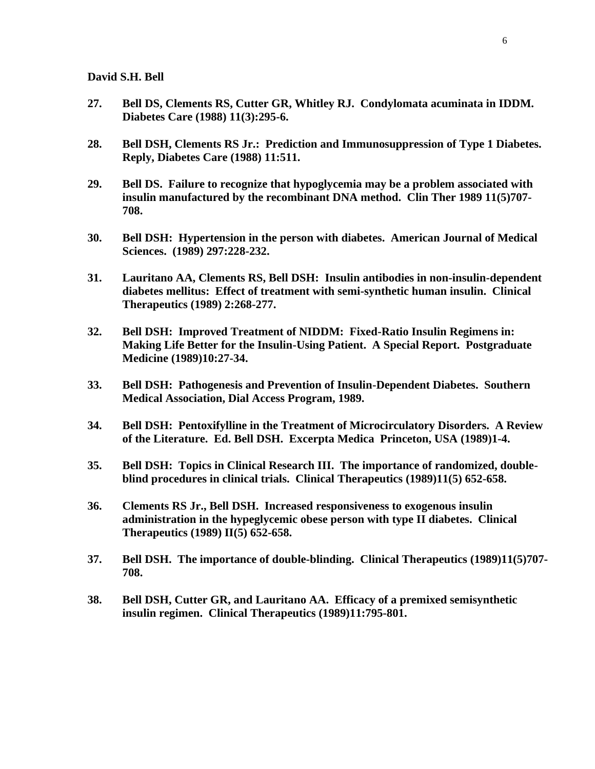**David S.H. Bell**

27. **Bell DS, Clements RS, Cutter GR, Whitley RJ. Condylomata acuminata in IDDM. Diabetes Care (1988) 11(3):295-6.**

28. **Bell DSH, Clements RS Jr.: Prediction and Immunosuppression of Type 1 Diabetes. Reply, Diabetes Care (1988) 11:511.**

29. **Bell DS. Failure to recognize that hypoglycemia may be a problem associated with insulin manufactured by the recombinant DNA method. Clin Ther 1989 11(5)707-708.**

30. **Bell DSH: Hypertension in the person with diabetes. American Journal of Medical Sciences. (1989) 297:228-232.**

31. **Lauritano AA, Clements RS, Bell DSH: Insulin antibodies in non-insulin-dependent diabetes mellitus: Effect of treatment with semi-synthetic human insulin. Clinical Therapeutics (1989) 2:268-277.**

32. **Bell DSH: Improved Treatment of NIDDM: Fixed-Ratio Insulin Regimens in: Making Life Better for the Insulin-Using Patient. A Special Report. Postgraduate Medicine (1989)10:27-34.**

33. **Bell DSH: Pathogenesis and Prevention of Insulin-Dependent Diabetes. Southern Medical Association, Dial Access Program, 1989.**

34. **Bell DSH: Pentoxifylline in the Treatment of Microcirculatory Disorders. A Review of the Literature. Ed. Bell DSH. Excerpta Medica Princeton, USA (1989)1-4.**

35. **Bell DSH: Topics in Clinical Research III. The importance of randomized, double-blind procedures in clinical trials. Clinical Therapeutics (1989)11(5) 652-658.**

36. **Clements RS Jr., Bell DSH. Increased responsiveness to exogenous insulin administration in the hypeglycemic obese person with type II diabetes. Clinical Therapeutics (1989) II(5) 652-658.**

37. **Bell DSH. The importance of double-blinding. Clinical Therapeutics (1989)11(5)707-708.**

38. **Bell DSH, Cutter GR, and Lauritano AA. Efficacy of a premixed semisynthetic insulin regimen. Clinical Therapeutics (1989)11:795-801.**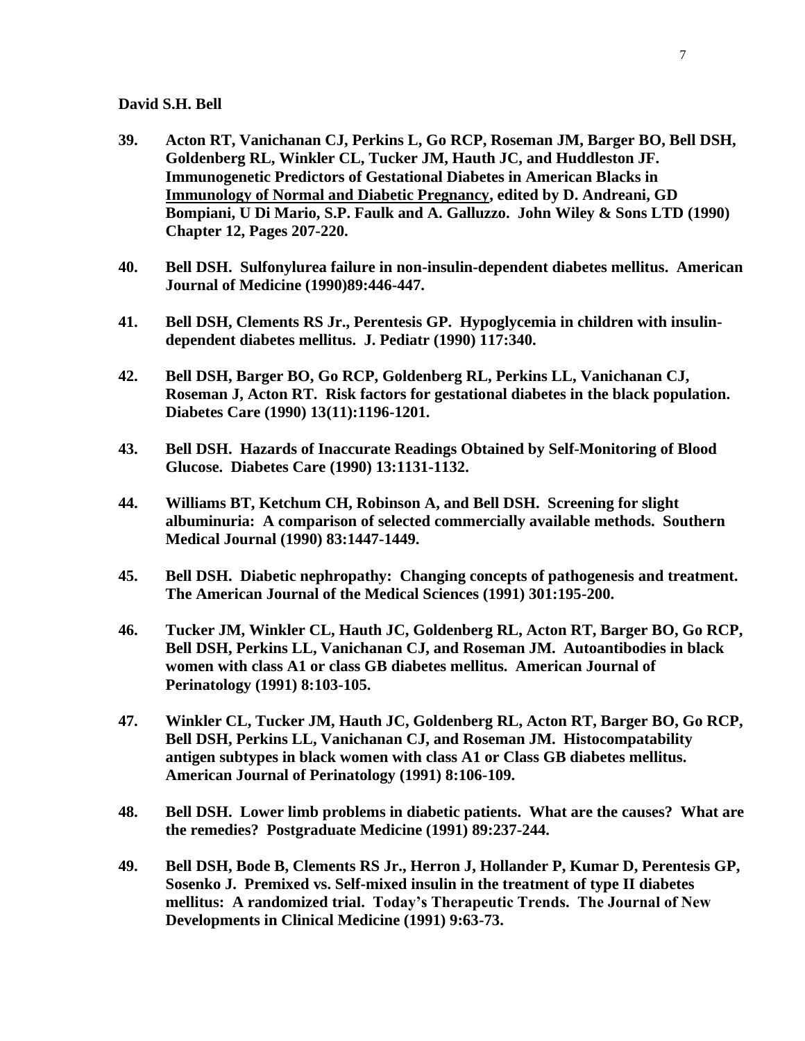**39. Acton RT, Vanichanan CJ, Perkins L, Go RCP, Roseman JM, Barger BO, Bell DSH, Goldenberg RL, Winkler CL, Tucker JM, Hauth JC, and Huddleston JF. Immunogenetic Predictors of Gestational Diabetes in American Blacks in <u>Immunology of Normal and Diabetic Pregnancy</u>, edited by D. Andreani, GD Bompiani, U Di Mario, S.P. Faulk and A. Galluzzo. John Wiley & Sons LTD (1990) Chapter 12, Pages 207-220.**

**40. Bell DSH. Sulfonylurea failure in non-insulin-dependent diabetes mellitus. American Journal of Medicine (1990)89:446-447.**

**41. Bell DSH, Clements RS Jr., Perentesis GP. Hypoglycemia in children with insulin-dependent diabetes mellitus. J. Pediatr (1990) 117:340.**

**42. Bell DSH, Barger BO, Go RCP, Goldenberg RL, Perkins LL, Vanichanan CJ, Roseman J, Acton RT. Risk factors for gestational diabetes in the black population. Diabetes Care (1990) 13(11):1196-1201.**

**43. Bell DSH. Hazards of Inaccurate Readings Obtained by Self-Monitoring of Blood Glucose. Diabetes Care (1990) 13:1131-1132.**

**44. Williams BT, Ketchum CH, Robinson A, and Bell DSH. Screening for slight albuminuria: A comparison of selected commercially available methods. Southern Medical Journal (1990) 83:1447-1449.**

**45. Bell DSH. Diabetic nephropathy: Changing concepts of pathogenesis and treatment. The American Journal of the Medical Sciences (1991) 301:195-200.**

**46. Tucker JM, Winkler CL, Hauth JC, Goldenberg RL, Acton RT, Barger BO, Go RCP, Bell DSH, Perkins LL, Vanichanan CJ, and Roseman JM. Autoantibodies in black women with class A1 or class GB diabetes mellitus. American Journal of Perinatology (1991) 8:103-105.**

**47. Winkler CL, Tucker JM, Hauth JC, Goldenberg RL, Acton RT, Barger BO, Go RCP, Bell DSH, Perkins LL, Vanichanan CJ, and Roseman JM. Histocompatability antigen subtypes in black women with class A1 or Class GB diabetes mellitus. American Journal of Perinatology (1991) 8:106-109.**

**48. Bell DSH. Lower limb problems in diabetic patients. What are the causes? What are the remedies? Postgraduate Medicine (1991) 89:237-244.**

**49. Bell DSH, Bode B, Clements RS Jr., Herron J, Hollander P, Kumar D, Perentesis GP, Sosenko J. Premixed vs. Self-mixed insulin in the treatment of type II diabetes mellitus: A randomized trial. Today's Therapeutic Trends. The Journal of New Developments in Clinical Medicine (1991) 9:63-73.**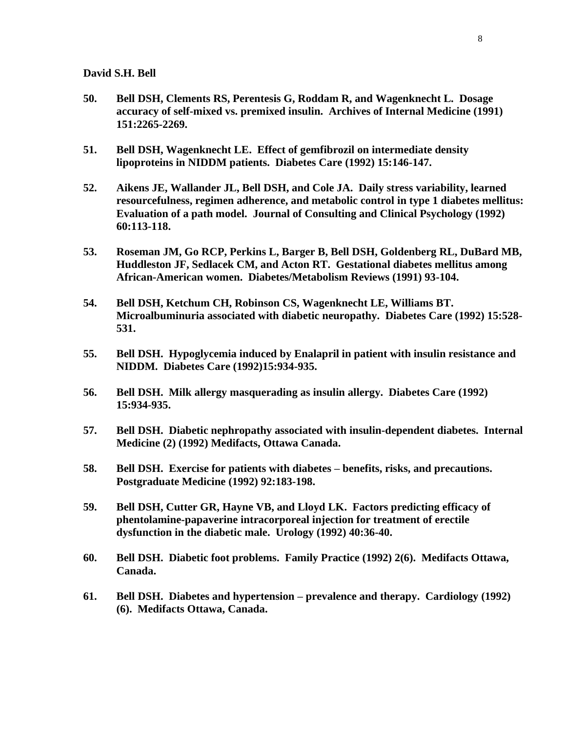**David S.H. Bell**

**50. Bell DSH, Clements RS, Perentesis G, Roddam R, and Wagenknecht L. Dosage accuracy of self-mixed vs. premixed insulin. Archives of Internal Medicine (1991) 151:2265-2269.**

**51. Bell DSH, Wagenknecht LE. Effect of gemfibrozil on intermediate density lipoproteins in NIDDM patients. Diabetes Care (1992) 15:146-147.**

**52. Aikens JE, Wallander JL, Bell DSH, and Cole JA. Daily stress variability, learned resourcefulness, regimen adherence, and metabolic control in type 1 diabetes mellitus: Evaluation of a path model. Journal of Consulting and Clinical Psychology (1992) 60:113-118.**

**53. Roseman JM, Go RCP, Perkins L, Barger B, Bell DSH, Goldenberg RL, DuBard MB, Huddleston JF, Sedlacek CM, and Acton RT. Gestational diabetes mellitus among African-American women. Diabetes/Metabolism Reviews (1991) 93-104.**

**54. Bell DSH, Ketchum CH, Robinson CS, Wagenknecht LE, Williams BT. Microalbuminuria associated with diabetic neuropathy. Diabetes Care (1992) 15:528-531.**

**55. Bell DSH. Hypoglycemia induced by Enalapril in patient with insulin resistance and NIDDM. Diabetes Care (1992)15:934-935.**

**56. Bell DSH. Milk allergy masquerading as insulin allergy. Diabetes Care (1992) 15:934-935.**

**57. Bell DSH. Diabetic nephropathy associated with insulin-dependent diabetes. Internal Medicine (2) (1992) Medifacts, Ottawa Canada.**

**58. Bell DSH. Exercise for patients with diabetes – benefits, risks, and precautions. Postgraduate Medicine (1992) 92:183-198.**

**59. Bell DSH, Cutter GR, Hayne VB, and Lloyd LK. Factors predicting efficacy of phentolamine-papaverine intracorporeal injection for treatment of erectile dysfunction in the diabetic male. Urology (1992) 40:36-40.**

**60. Bell DSH. Diabetic foot problems. Family Practice (1992) 2(6). Medifacts Ottawa, Canada.**

**61. Bell DSH. Diabetes and hypertension – prevalence and therapy. Cardiology (1992) (6). Medifacts Ottawa, Canada.**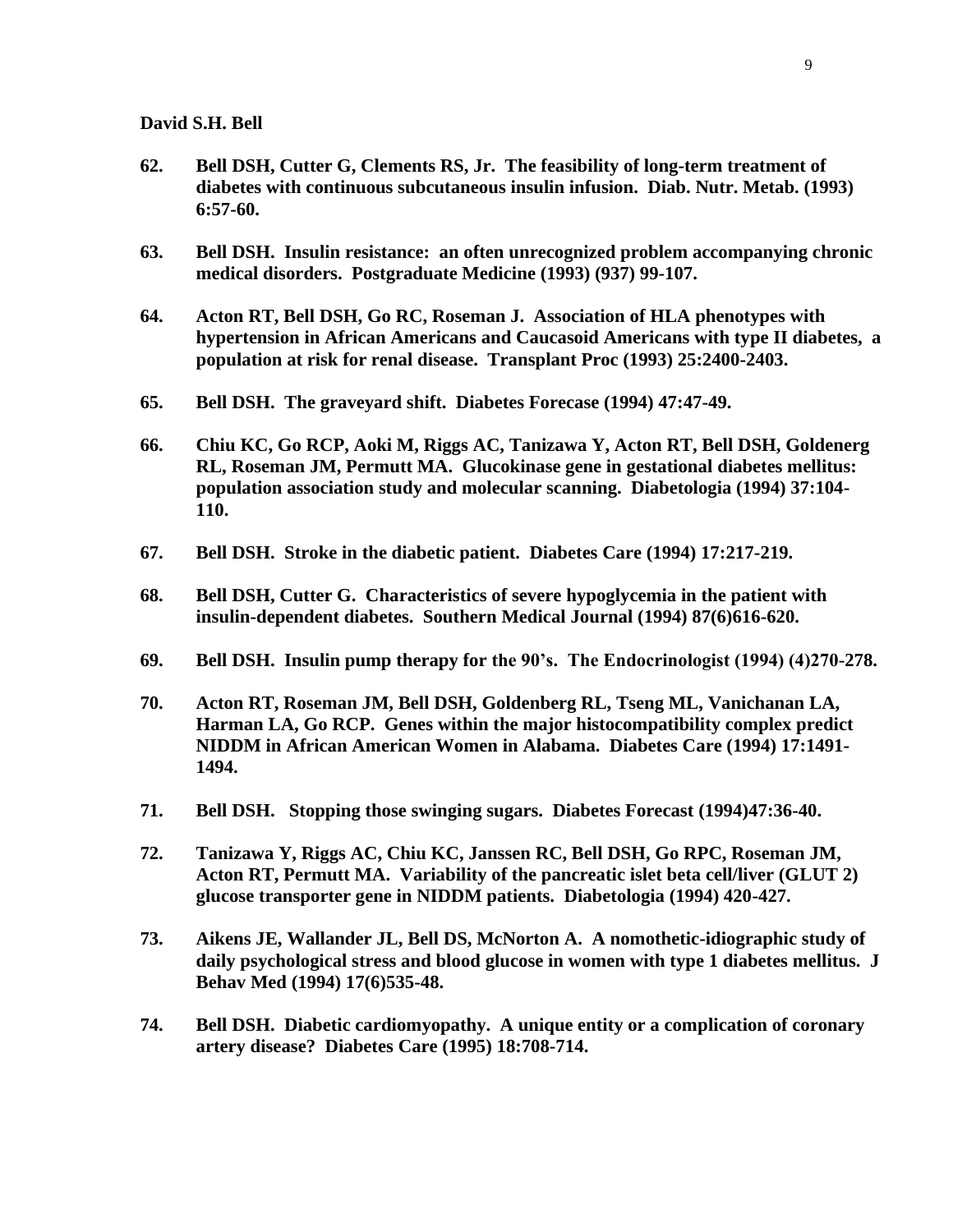**David S.H. Bell**

62. **Bell DSH, Cutter G, Clements RS, Jr. The feasibility of long-term treatment of diabetes with continuous subcutaneous insulin infusion. Diab. Nutr. Metab. (1993) 6:57-60.**

63. **Bell DSH. Insulin resistance: an often unrecognized problem accompanying chronic medical disorders. Postgraduate Medicine (1993) (937) 99-107.**

64. **Acton RT, Bell DSH, Go RC, Roseman J. Association of HLA phenotypes with hypertension in African Americans and Caucasoid Americans with type II diabetes, a population at risk for renal disease. Transplant Proc (1993) 25:2400-2403.**

65. **Bell DSH. The graveyard shift. Diabetes Forecase (1994) 47:47-49.**

66. **Chiu KC, Go RCP, Aoki M, Riggs AC, Tanizawa Y, Acton RT, Bell DSH, Goldenerg RL, Roseman JM, Permutt MA. Glucokinase gene in gestational diabetes mellitus: population association study and molecular scanning. Diabetologia (1994) 37:104-110.**

67. **Bell DSH. Stroke in the diabetic patient. Diabetes Care (1994) 17:217-219.**

68. **Bell DSH, Cutter G. Characteristics of severe hypoglycemia in the patient with insulin-dependent diabetes. Southern Medical Journal (1994) 87(6)616-620.**

69. **Bell DSH. Insulin pump therapy for the 90's. The Endocrinologist (1994) (4)270-278.**

70. **Acton RT, Roseman JM, Bell DSH, Goldenberg RL, Tseng ML, Vanichanan LA, Harman LA, Go RCP. Genes within the major histocompatibility complex predict NIDDM in African American Women in Alabama. Diabetes Care (1994) 17:1491-1494.**

71. **Bell DSH. Stopping those swinging sugars. Diabetes Forecast (1994)47:36-40.**

72. **Tanizawa Y, Riggs AC, Chiu KC, Janssen RC, Bell DSH, Go RPC, Roseman JM, Acton RT, Permutt MA. Variability of the pancreatic islet beta cell/liver (GLUT 2) glucose transporter gene in NIDDM patients. Diabetologia (1994) 420-427.**

73. **Aikens JE, Wallander JL, Bell DS, McNorton A. A nomothetic-idiographic study of daily psychological stress and blood glucose in women with type 1 diabetes mellitus. J Behav Med (1994) 17(6)535-48.**

74. **Bell DSH. Diabetic cardiomyopathy. A unique entity or a complication of coronary artery disease? Diabetes Care (1995) 18:708-714.**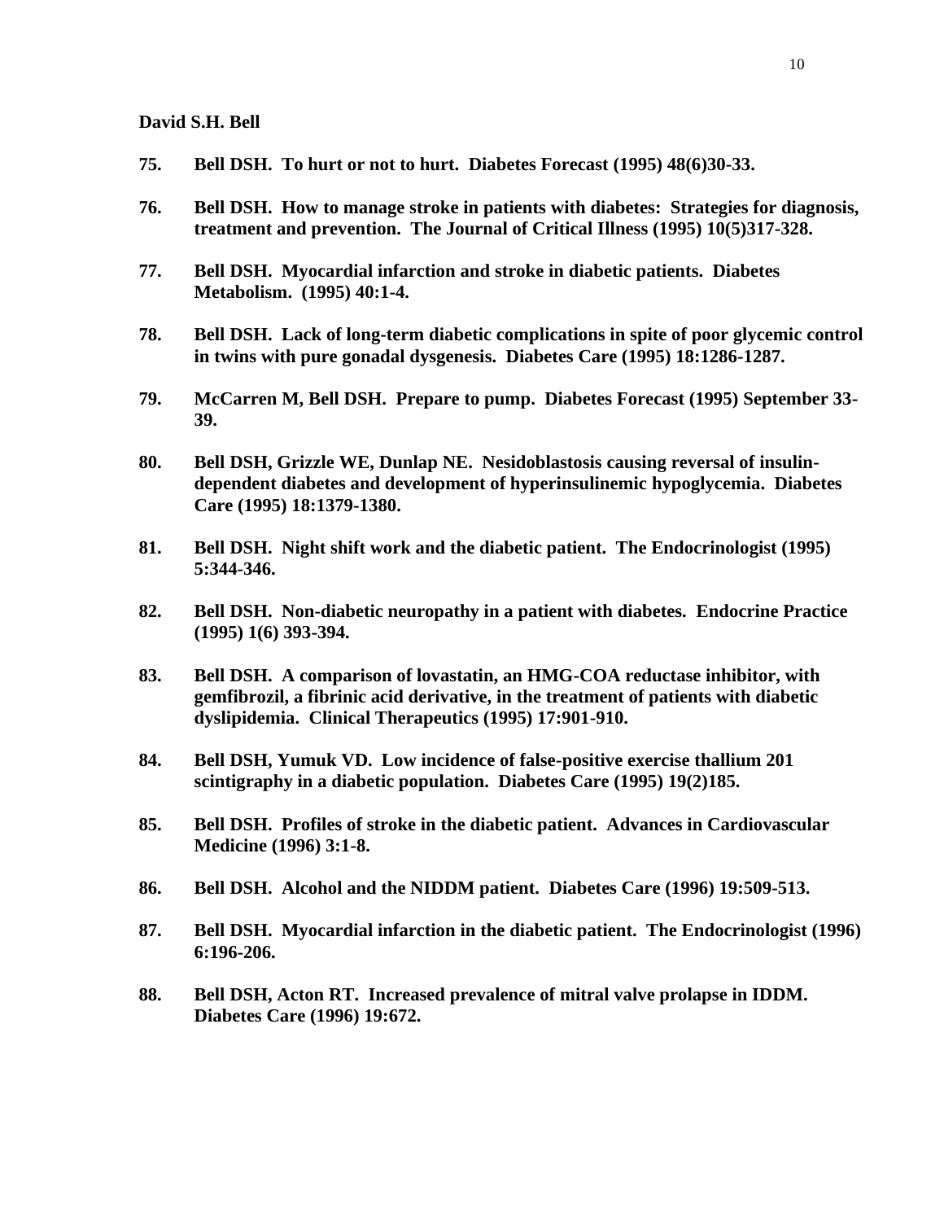**David S.H. Bell**

**75. Bell DSH. To hurt or not to hurt. Diabetes Forecast (1995) 48(6)30-33.**

**76. Bell DSH. How to manage stroke in patients with diabetes: Strategies for diagnosis, treatment and prevention. The Journal of Critical Illness (1995) 10(5)317-328.**

**77. Bell DSH. Myocardial infarction and stroke in diabetic patients. Diabetes Metabolism. (1995) 40:1-4.**

**78. Bell DSH. Lack of long-term diabetic complications in spite of poor glycemic control in twins with pure gonadal dysgenesis. Diabetes Care (1995) 18:1286-1287.**

**79. McCarren M, Bell DSH. Prepare to pump. Diabetes Forecast (1995) September 33-39.**

**80. Bell DSH, Grizzle WE, Dunlap NE. Nesidoblastosis causing reversal of insulin-dependent diabetes and development of hyperinsulinemic hypoglycemia. Diabetes Care (1995) 18:1379-1380.**

**81. Bell DSH. Night shift work and the diabetic patient. The Endocrinologist (1995) 5:344-346.**

**82. Bell DSH. Non-diabetic neuropathy in a patient with diabetes. Endocrine Practice (1995) 1(6) 393-394.**

**83. Bell DSH. A comparison of lovastatin, an HMG-COA reductase inhibitor, with gemfibrozil, a fibrinic acid derivative, in the treatment of patients with diabetic dyslipidemia. Clinical Therapeutics (1995) 17:901-910.**

**84. Bell DSH, Yumuk VD. Low incidence of false-positive exercise thallium 201 scintigraphy in a diabetic population. Diabetes Care (1995) 19(2)185.**

**85. Bell DSH. Profiles of stroke in the diabetic patient. Advances in Cardiovascular Medicine (1996) 3:1-8.**

**86. Bell DSH. Alcohol and the NIDDM patient. Diabetes Care (1996) 19:509-513.**

**87. Bell DSH. Myocardial infarction in the diabetic patient. The Endocrinologist (1996) 6:196-206.**

**88. Bell DSH, Acton RT. Increased prevalence of mitral valve prolapse in IDDM. Diabetes Care (1996) 19:672.**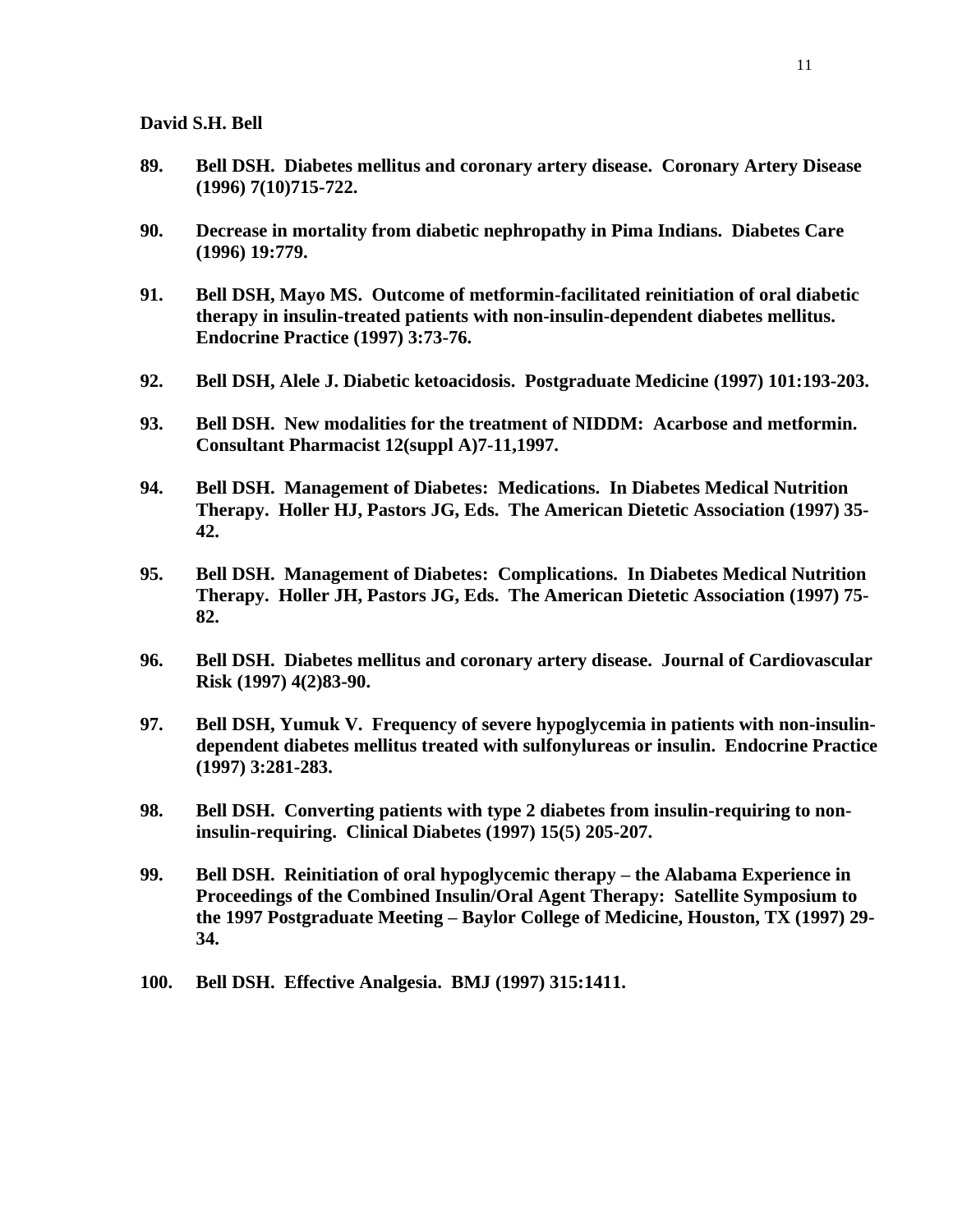**David S.H. Bell**

**89.** **Bell DSH. Diabetes mellitus and coronary artery disease. Coronary Artery Disease (1996) 7(10)715-722.**

**90.** **Decrease in mortality from diabetic nephropathy in Pima Indians. Diabetes Care (1996) 19:779.**

**91.** **Bell DSH, Mayo MS. Outcome of metformin-facilitated reinitiation of oral diabetic therapy in insulin-treated patients with non-insulin-dependent diabetes mellitus. Endocrine Practice (1997) 3:73-76.**

**92.** **Bell DSH, Alele J. Diabetic ketoacidosis. Postgraduate Medicine (1997) 101:193-203.**

**93.** **Bell DSH. New modalities for the treatment of NIDDM: Acarbose and metformin. Consultant Pharmacist 12(suppl A)7-11,1997.**

**94.** **Bell DSH. Management of Diabetes: Medications. In Diabetes Medical Nutrition Therapy. Holler HJ, Pastors JG, Eds. The American Dietetic Association (1997) 35-42.**

**95.** **Bell DSH. Management of Diabetes: Complications. In Diabetes Medical Nutrition Therapy. Holler JH, Pastors JG, Eds. The American Dietetic Association (1997) 75-82.**

**96.** **Bell DSH. Diabetes mellitus and coronary artery disease. Journal of Cardiovascular Risk (1997) 4(2)83-90.**

**97.** **Bell DSH, Yumuk V. Frequency of severe hypoglycemia in patients with non-insulin-dependent diabetes mellitus treated with sulfonylureas or insulin. Endocrine Practice (1997) 3:281-283.**

**98.** **Bell DSH. Converting patients with type 2 diabetes from insulin-requiring to non-insulin-requiring. Clinical Diabetes (1997) 15(5) 205-207.**

**99.** **Bell DSH. Reinitiation of oral hypoglycemic therapy – the Alabama Experience in Proceedings of the Combined Insulin/Oral Agent Therapy: Satellite Symposium to the 1997 Postgraduate Meeting – Baylor College of Medicine, Houston, TX (1997) 29-34.**

**100.** **Bell DSH. Effective Analgesia. BMJ (1997) 315:1411.**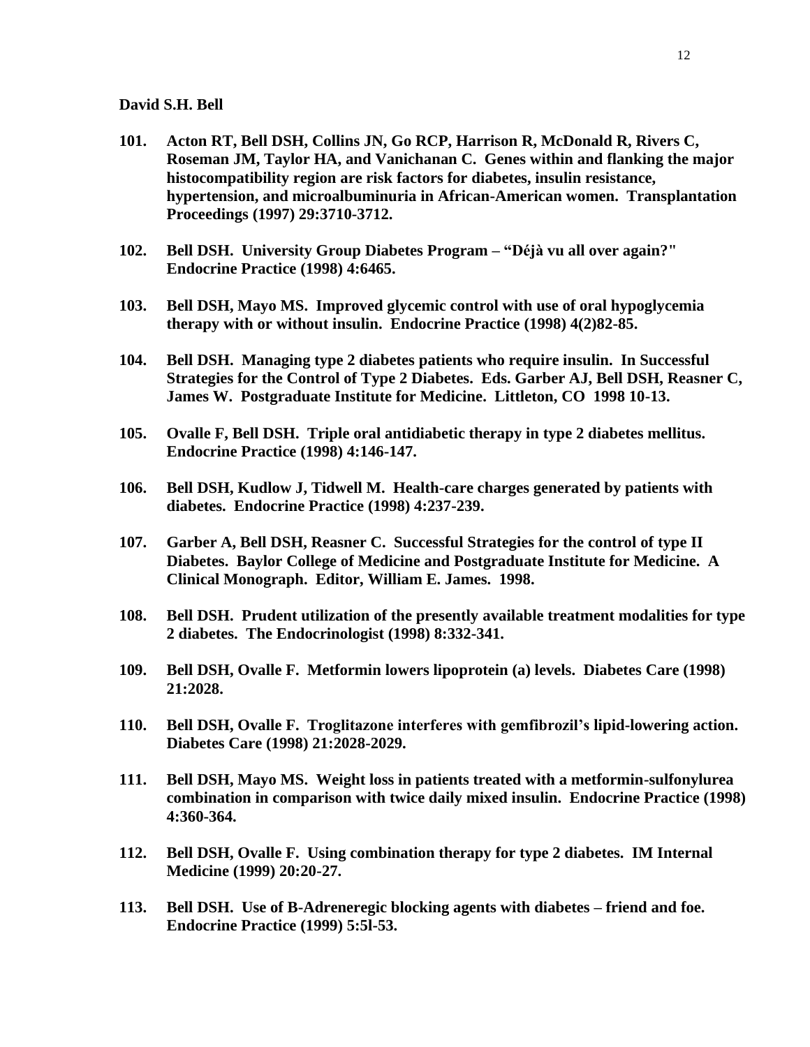**David S.H. Bell**

101. **Acton RT, Bell DSH, Collins JN, Go RCP, Harrison R, McDonald R, Rivers C, Roseman JM, Taylor HA, and Vanichanan C. Genes within and flanking the major histocompatibility region are risk factors for diabetes, insulin resistance, hypertension, and microalbuminuria in African-American women. Transplantation Proceedings (1997) 29:3710-3712.**

102. **Bell DSH. University Group Diabetes Program – "Déjà vu all over again?" Endocrine Practice (1998) 4:6465.**

103. **Bell DSH, Mayo MS. Improved glycemic control with use of oral hypoglycemia therapy with or without insulin. Endocrine Practice (1998) 4(2)82-85.**

104. **Bell DSH. Managing type 2 diabetes patients who require insulin. In Successful Strategies for the Control of Type 2 Diabetes. Eds. Garber AJ, Bell DSH, Reasner C, James W. Postgraduate Institute for Medicine. Littleton, CO 1998 10-13.**

105. **Ovalle F, Bell DSH. Triple oral antidiabetic therapy in type 2 diabetes mellitus. Endocrine Practice (1998) 4:146-147.**

106. **Bell DSH, Kudlow J, Tidwell M. Health-care charges generated by patients with diabetes. Endocrine Practice (1998) 4:237-239.**

107. **Garber A, Bell DSH, Reasner C. Successful Strategies for the control of type II Diabetes. Baylor College of Medicine and Postgraduate Institute for Medicine. A Clinical Monograph. Editor, William E. James. 1998.**

108. **Bell DSH. Prudent utilization of the presently available treatment modalities for type 2 diabetes. The Endocrinologist (1998) 8:332-341.**

109. **Bell DSH, Ovalle F. Metformin lowers lipoprotein (a) levels. Diabetes Care (1998) 21:2028.**

110. **Bell DSH, Ovalle F. Troglitazone interferes with gemfibrozil's lipid-lowering action. Diabetes Care (1998) 21:2028-2029.**

111. **Bell DSH, Mayo MS. Weight loss in patients treated with a metformin-sulfonylurea combination in comparison with twice daily mixed insulin. Endocrine Practice (1998) 4:360-364.**

112. **Bell DSH, Ovalle F. Using combination therapy for type 2 diabetes. IM Internal Medicine (1999) 20:20-27.**

113. **Bell DSH. Use of B-Adreneregic blocking agents with diabetes – friend and foe. Endocrine Practice (1999) 5:5l-53.**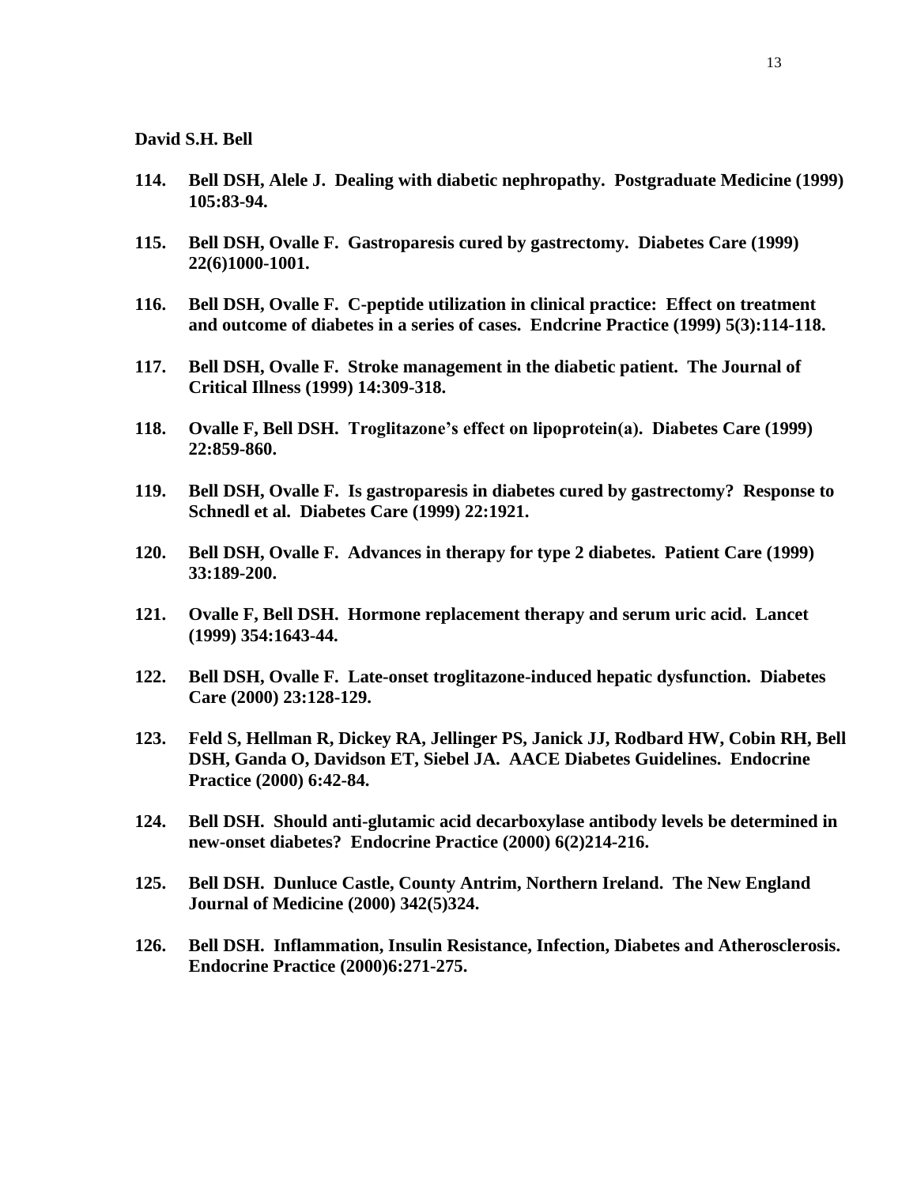**David S.H. Bell**

**114. Bell DSH, Alele J. Dealing with diabetic nephropathy. Postgraduate Medicine (1999) 105:83-94.**

**115. Bell DSH, Ovalle F. Gastroparesis cured by gastrectomy. Diabetes Care (1999) 22(6)1000-1001.**

**116. Bell DSH, Ovalle F. C-peptide utilization in clinical practice: Effect on treatment and outcome of diabetes in a series of cases. Endcrine Practice (1999) 5(3):114-118.**

**117. Bell DSH, Ovalle F. Stroke management in the diabetic patient. The Journal of Critical Illness (1999) 14:309-318.**

**118. Ovalle F, Bell DSH. Troglitazone's effect on lipoprotein(a). Diabetes Care (1999) 22:859-860.**

**119. Bell DSH, Ovalle F. Is gastroparesis in diabetes cured by gastrectomy? Response to Schnedl et al. Diabetes Care (1999) 22:1921.**

**120. Bell DSH, Ovalle F. Advances in therapy for type 2 diabetes. Patient Care (1999) 33:189-200.**

**121. Ovalle F, Bell DSH. Hormone replacement therapy and serum uric acid. Lancet (1999) 354:1643-44.**

**122. Bell DSH, Ovalle F. Late-onset troglitazone-induced hepatic dysfunction. Diabetes Care (2000) 23:128-129.**

**123. Feld S, Hellman R, Dickey RA, Jellinger PS, Janick JJ, Rodbard HW, Cobin RH, Bell DSH, Ganda O, Davidson ET, Siebel JA. AACE Diabetes Guidelines. Endocrine Practice (2000) 6:42-84.**

**124. Bell DSH. Should anti-glutamic acid decarboxylase antibody levels be determined in new-onset diabetes? Endocrine Practice (2000) 6(2)214-216.**

**125. Bell DSH. Dunluce Castle, County Antrim, Northern Ireland. The New England Journal of Medicine (2000) 342(5)324.**

**126. Bell DSH. Inflammation, Insulin Resistance, Infection, Diabetes and Atherosclerosis. Endocrine Practice (2000)6:271-275.**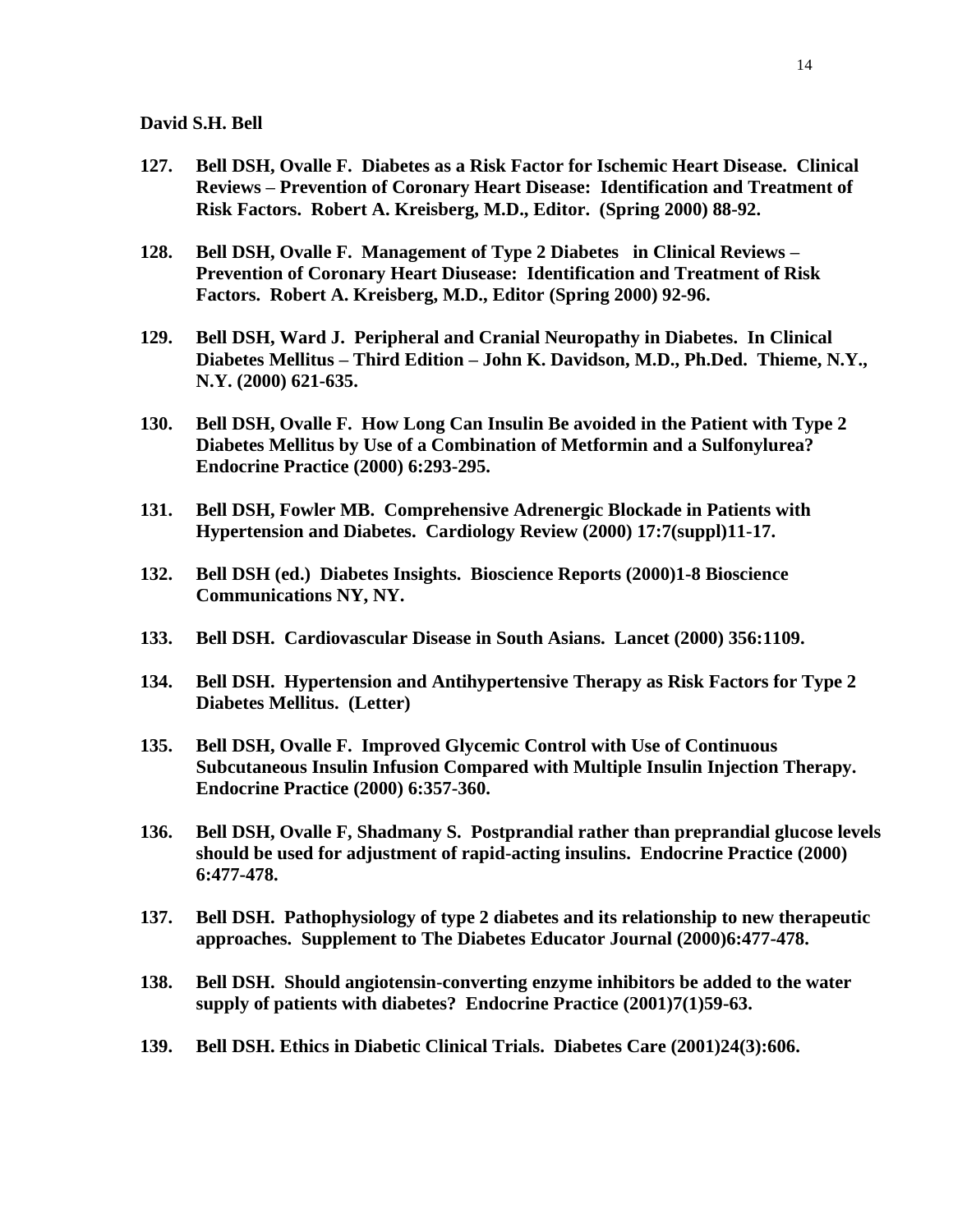**David S.H. Bell**

**127. Bell DSH, Ovalle F. Diabetes as a Risk Factor for Ischemic Heart Disease. Clinical Reviews – Prevention of Coronary Heart Disease: Identification and Treatment of Risk Factors. Robert A. Kreisberg, M.D., Editor. (Spring 2000) 88-92.**

**128. Bell DSH, Ovalle F. Management of Type 2 Diabetes in Clinical Reviews – Prevention of Coronary Heart Diusease: Identification and Treatment of Risk Factors. Robert A. Kreisberg, M.D., Editor (Spring 2000) 92-96.**

**129. Bell DSH, Ward J. Peripheral and Cranial Neuropathy in Diabetes. In Clinical Diabetes Mellitus – Third Edition – John K. Davidson, M.D., Ph.Ded. Thieme, N.Y., N.Y. (2000) 621-635.**

**130. Bell DSH, Ovalle F. How Long Can Insulin Be avoided in the Patient with Type 2 Diabetes Mellitus by Use of a Combination of Metformin and a Sulfonylurea? Endocrine Practice (2000) 6:293-295.**

**131. Bell DSH, Fowler MB. Comprehensive Adrenergic Blockade in Patients with Hypertension and Diabetes. Cardiology Review (2000) 17:7(suppl)11-17.**

**132. Bell DSH (ed.) Diabetes Insights. Bioscience Reports (2000)1-8 Bioscience Communications NY, NY.**

**133. Bell DSH. Cardiovascular Disease in South Asians. Lancet (2000) 356:1109.**

**134. Bell DSH. Hypertension and Antihypertensive Therapy as Risk Factors for Type 2 Diabetes Mellitus. (Letter)**

**135. Bell DSH, Ovalle F. Improved Glycemic Control with Use of Continuous Subcutaneous Insulin Infusion Compared with Multiple Insulin Injection Therapy. Endocrine Practice (2000) 6:357-360.**

**136. Bell DSH, Ovalle F, Shadmany S. Postprandial rather than preprandial glucose levels should be used for adjustment of rapid-acting insulins. Endocrine Practice (2000) 6:477-478.**

**137. Bell DSH. Pathophysiology of type 2 diabetes and its relationship to new therapeutic approaches. Supplement to The Diabetes Educator Journal (2000)6:477-478.**

**138. Bell DSH. Should angiotensin-converting enzyme inhibitors be added to the water supply of patients with diabetes? Endocrine Practice (2001)7(1)59-63.**

**139. Bell DSH. Ethics in Diabetic Clinical Trials. Diabetes Care (2001)24(3):606.**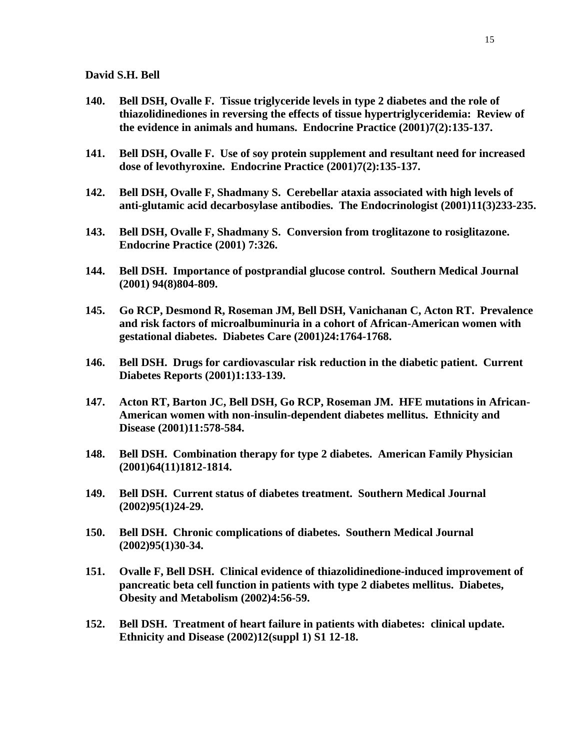**David S.H. Bell**

**140. Bell DSH, Ovalle F. Tissue triglyceride levels in type 2 diabetes and the role of thiazolidinediones in reversing the effects of tissue hypertriglyceridemia: Review of the evidence in animals and humans. Endocrine Practice (2001)7(2):135-137.**

**141. Bell DSH, Ovalle F. Use of soy protein supplement and resultant need for increased dose of levothyroxine. Endocrine Practice (2001)7(2):135-137.**

**142. Bell DSH, Ovalle F, Shadmany S. Cerebellar ataxia associated with high levels of anti-glutamic acid decarbosylase antibodies. The Endocrinologist (2001)11(3)233-235.**

**143. Bell DSH, Ovalle F, Shadmany S. Conversion from troglitazone to rosiglitazone. Endocrine Practice (2001) 7:326.**

**144. Bell DSH. Importance of postprandial glucose control. Southern Medical Journal (2001) 94(8)804-809.**

**145. Go RCP, Desmond R, Roseman JM, Bell DSH, Vanichanan C, Acton RT. Prevalence and risk factors of microalbuminuria in a cohort of African-American women with gestational diabetes. Diabetes Care (2001)24:1764-1768.**

**146. Bell DSH. Drugs for cardiovascular risk reduction in the diabetic patient. Current Diabetes Reports (2001)1:133-139.**

**147. Acton RT, Barton JC, Bell DSH, Go RCP, Roseman JM. HFE mutations in African-American women with non-insulin-dependent diabetes mellitus. Ethnicity and Disease (2001)11:578-584.**

**148. Bell DSH. Combination therapy for type 2 diabetes. American Family Physician (2001)64(11)1812-1814.**

**149. Bell DSH. Current status of diabetes treatment. Southern Medical Journal (2002)95(1)24-29.**

**150. Bell DSH. Chronic complications of diabetes. Southern Medical Journal (2002)95(1)30-34.**

**151. Ovalle F, Bell DSH. Clinical evidence of thiazolidinedione-induced improvement of pancreatic beta cell function in patients with type 2 diabetes mellitus. Diabetes, Obesity and Metabolism (2002)4:56-59.**

**152. Bell DSH. Treatment of heart failure in patients with diabetes: clinical update. Ethnicity and Disease (2002)12(suppl 1) S1 12-18.**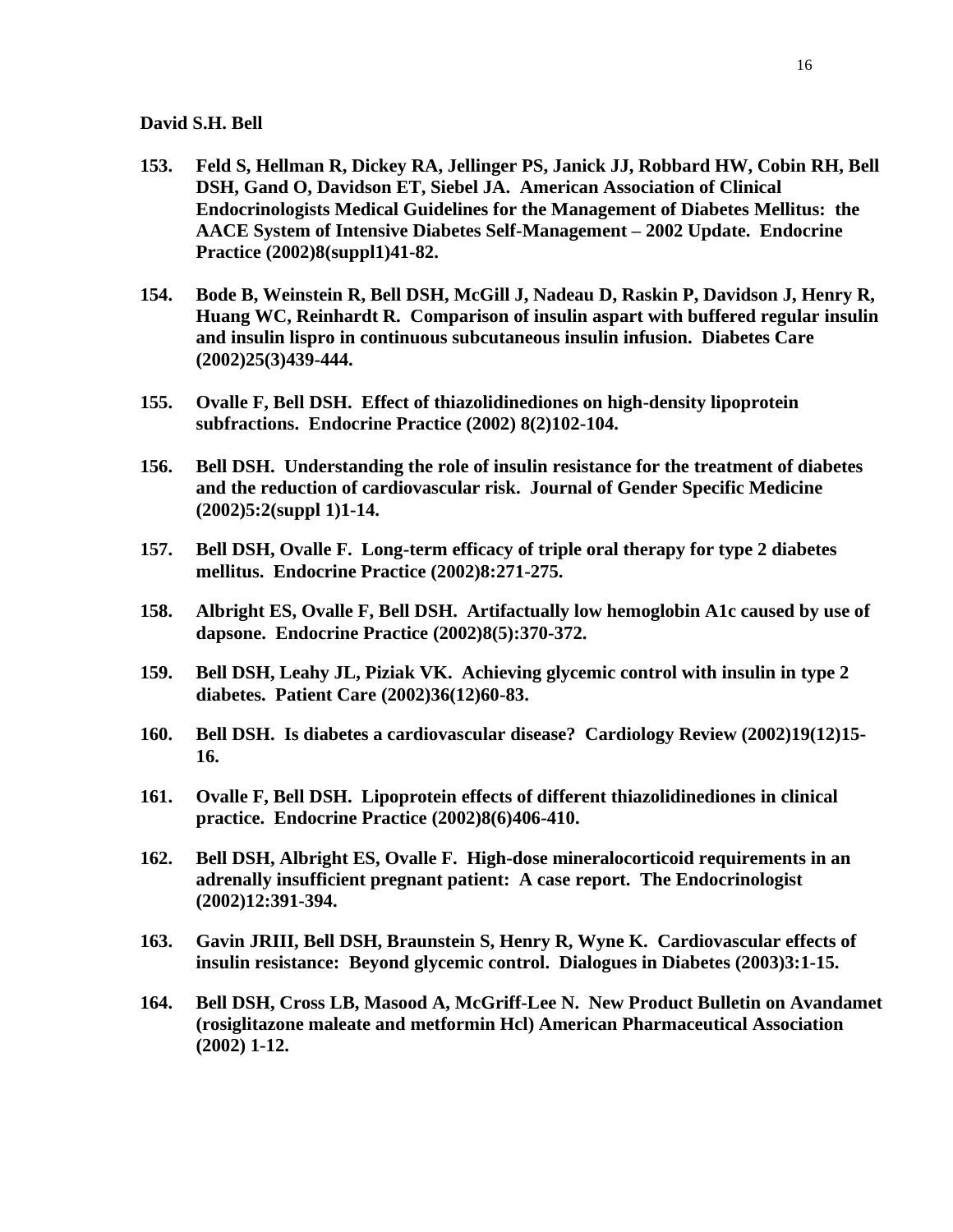**David S.H. Bell**

153. **Feld S, Hellman R, Dickey RA, Jellinger PS, Janick JJ, Robbard HW, Cobin RH, Bell DSH, Gand O, Davidson ET, Siebel JA. American Association of Clinical Endocrinologists Medical Guidelines for the Management of Diabetes Mellitus: the AACE System of Intensive Diabetes Self-Management – 2002 Update. Endocrine Practice (2002)8(suppl1)41-82.**

154. **Bode B, Weinstein R, Bell DSH, McGill J, Nadeau D, Raskin P, Davidson J, Henry R, Huang WC, Reinhardt R. Comparison of insulin aspart with buffered regular insulin and insulin lispro in continuous subcutaneous insulin infusion. Diabetes Care (2002)25(3)439-444.**

155. **Ovalle F, Bell DSH. Effect of thiazolidinediones on high-density lipoprotein subfractions. Endocrine Practice (2002) 8(2)102-104.**

156. **Bell DSH. Understanding the role of insulin resistance for the treatment of diabetes and the reduction of cardiovascular risk. Journal of Gender Specific Medicine (2002)5:2(suppl 1)1-14.**

157. **Bell DSH, Ovalle F. Long-term efficacy of triple oral therapy for type 2 diabetes mellitus. Endocrine Practice (2002)8:271-275.**

158. **Albright ES, Ovalle F, Bell DSH. Artifactually low hemoglobin A1c caused by use of dapsone. Endocrine Practice (2002)8(5):370-372.**

159. **Bell DSH, Leahy JL, Piziak VK. Achieving glycemic control with insulin in type 2 diabetes. Patient Care (2002)36(12)60-83.**

160. **Bell DSH. Is diabetes a cardiovascular disease? Cardiology Review (2002)19(12)15-16.**

161. **Ovalle F, Bell DSH. Lipoprotein effects of different thiazolidinediones in clinical practice. Endocrine Practice (2002)8(6)406-410.**

162. **Bell DSH, Albright ES, Ovalle F. High-dose mineralocorticoid requirements in an adrenally insufficient pregnant patient: A case report. The Endocrinologist (2002)12:391-394.**

163. **Gavin JRIII, Bell DSH, Braunstein S, Henry R, Wyne K. Cardiovascular effects of insulin resistance: Beyond glycemic control. Dialogues in Diabetes (2003)3:1-15.**

164. **Bell DSH, Cross LB, Masood A, McGriff-Lee N. New Product Bulletin on Avandamet (rosiglitazone maleate and metformin Hcl) American Pharmaceutical Association (2002) 1-12.**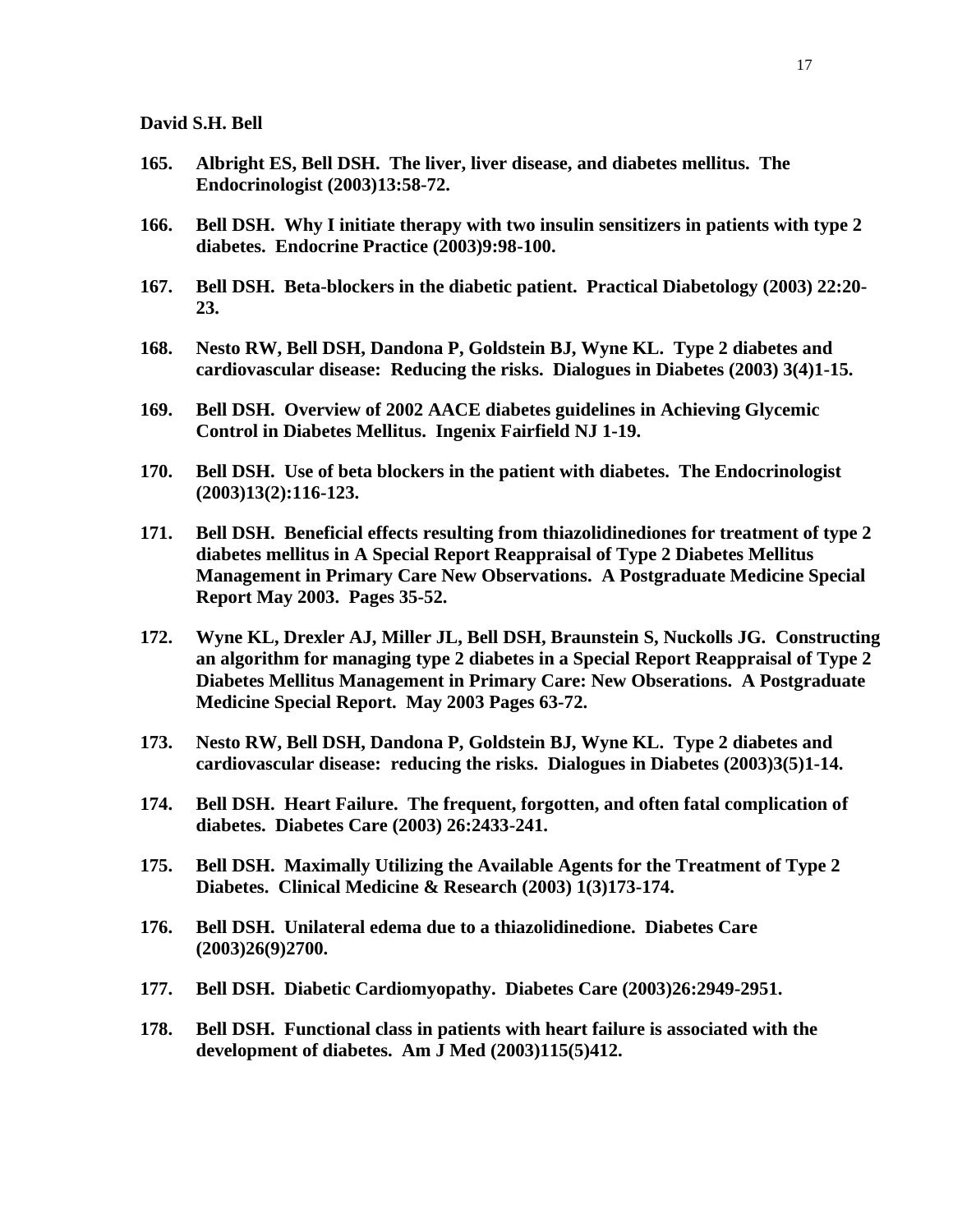**David S.H. Bell**

**165. Albright ES, Bell DSH. The liver, liver disease, and diabetes mellitus. The Endocrinologist (2003)13:58-72.**

**166. Bell DSH. Why I initiate therapy with two insulin sensitizers in patients with type 2 diabetes. Endocrine Practice (2003)9:98-100.**

**167. Bell DSH. Beta-blockers in the diabetic patient. Practical Diabetology (2003) 22:20-23.**

**168. Nesto RW, Bell DSH, Dandona P, Goldstein BJ, Wyne KL. Type 2 diabetes and cardiovascular disease: Reducing the risks. Dialogues in Diabetes (2003) 3(4)1-15.**

**169. Bell DSH. Overview of 2002 AACE diabetes guidelines in Achieving Glycemic Control in Diabetes Mellitus. Ingenix Fairfield NJ 1-19.**

**170. Bell DSH. Use of beta blockers in the patient with diabetes. The Endocrinologist (2003)13(2):116-123.**

**171. Bell DSH. Beneficial effects resulting from thiazolidinediones for treatment of type 2 diabetes mellitus in A Special Report Reappraisal of Type 2 Diabetes Mellitus Management in Primary Care New Observations. A Postgraduate Medicine Special Report May 2003. Pages 35-52.**

**172. Wyne KL, Drexler AJ, Miller JL, Bell DSH, Braunstein S, Nuckolls JG. Constructing an algorithm for managing type 2 diabetes in a Special Report Reappraisal of Type 2 Diabetes Mellitus Management in Primary Care: New Obserations. A Postgraduate Medicine Special Report. May 2003 Pages 63-72.**

**173. Nesto RW, Bell DSH, Dandona P, Goldstein BJ, Wyne KL. Type 2 diabetes and cardiovascular disease: reducing the risks. Dialogues in Diabetes (2003)3(5)1-14.**

**174. Bell DSH. Heart Failure. The frequent, forgotten, and often fatal complication of diabetes. Diabetes Care (2003) 26:2433-241.**

**175. Bell DSH. Maximally Utilizing the Available Agents for the Treatment of Type 2 Diabetes. Clinical Medicine & Research (2003) 1(3)173-174.**

**176. Bell DSH. Unilateral edema due to a thiazolidinedione. Diabetes Care (2003)26(9)2700.**

**177. Bell DSH. Diabetic Cardiomyopathy. Diabetes Care (2003)26:2949-2951.**

**178. Bell DSH. Functional class in patients with heart failure is associated with the development of diabetes. Am J Med (2003)115(5)412.**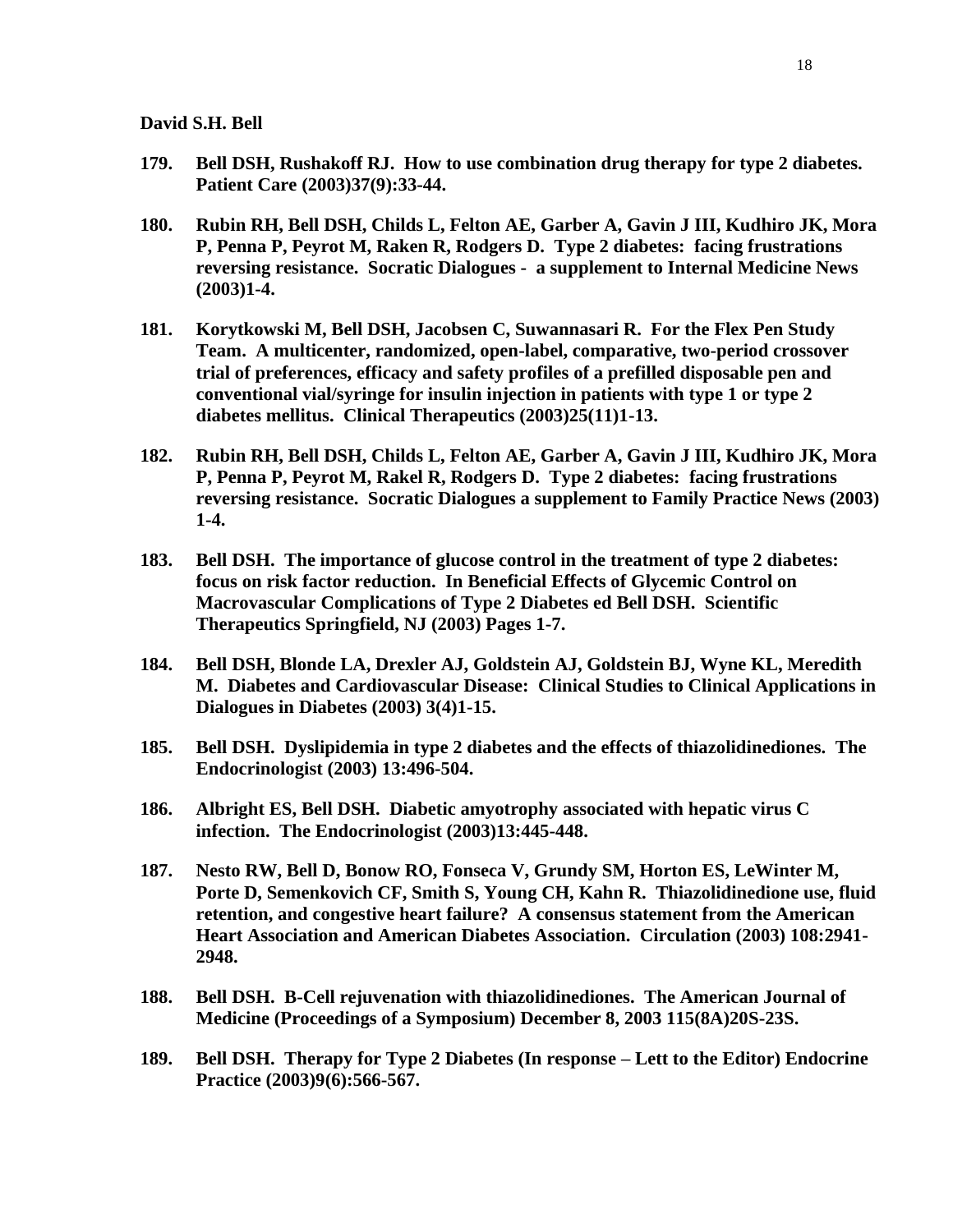**David S.H. Bell**

**179. Bell DSH, Rushakoff RJ. How to use combination drug therapy for type 2 diabetes. Patient Care (2003)37(9):33-44.**

**180. Rubin RH, Bell DSH, Childs L, Felton AE, Garber A, Gavin J III, Kudhiro JK, Mora P, Penna P, Peyrot M, Raken R, Rodgers D. Type 2 diabetes: facing frustrations reversing resistance. Socratic Dialogues - a supplement to Internal Medicine News (2003)1-4.**

**181. Korytkowski M, Bell DSH, Jacobsen C, Suwannasari R. For the Flex Pen Study Team. A multicenter, randomized, open-label, comparative, two-period crossover trial of preferences, efficacy and safety profiles of a prefilled disposable pen and conventional vial/syringe for insulin injection in patients with type 1 or type 2 diabetes mellitus. Clinical Therapeutics (2003)25(11)1-13.**

**182. Rubin RH, Bell DSH, Childs L, Felton AE, Garber A, Gavin J III, Kudhiro JK, Mora P, Penna P, Peyrot M, Rakel R, Rodgers D. Type 2 diabetes: facing frustrations reversing resistance. Socratic Dialogues a supplement to Family Practice News (2003) 1-4.**

**183. Bell DSH. The importance of glucose control in the treatment of type 2 diabetes: focus on risk factor reduction. In Beneficial Effects of Glycemic Control on Macrovascular Complications of Type 2 Diabetes ed Bell DSH. Scientific Therapeutics Springfield, NJ (2003) Pages 1-7.**

**184. Bell DSH, Blonde LA, Drexler AJ, Goldstein AJ, Goldstein BJ, Wyne KL, Meredith M. Diabetes and Cardiovascular Disease: Clinical Studies to Clinical Applications in Dialogues in Diabetes (2003) 3(4)1-15.**

**185. Bell DSH. Dyslipidemia in type 2 diabetes and the effects of thiazolidinediones. The Endocrinologist (2003) 13:496-504.**

**186. Albright ES, Bell DSH. Diabetic amyotrophy associated with hepatic virus C infection. The Endocrinologist (2003)13:445-448.**

**187. Nesto RW, Bell D, Bonow RO, Fonseca V, Grundy SM, Horton ES, LeWinter M, Porte D, Semenkovich CF, Smith S, Young CH, Kahn R. Thiazolidinedione use, fluid retention, and congestive heart failure? A consensus statement from the American Heart Association and American Diabetes Association. Circulation (2003) 108:2941-2948.**

**188. Bell DSH. B-Cell rejuvenation with thiazolidinediones. The American Journal of Medicine (Proceedings of a Symposium) December 8, 2003 115(8A)20S-23S.**

**189. Bell DSH. Therapy for Type 2 Diabetes (In response – Lett to the Editor) Endocrine Practice (2003)9(6):566-567.**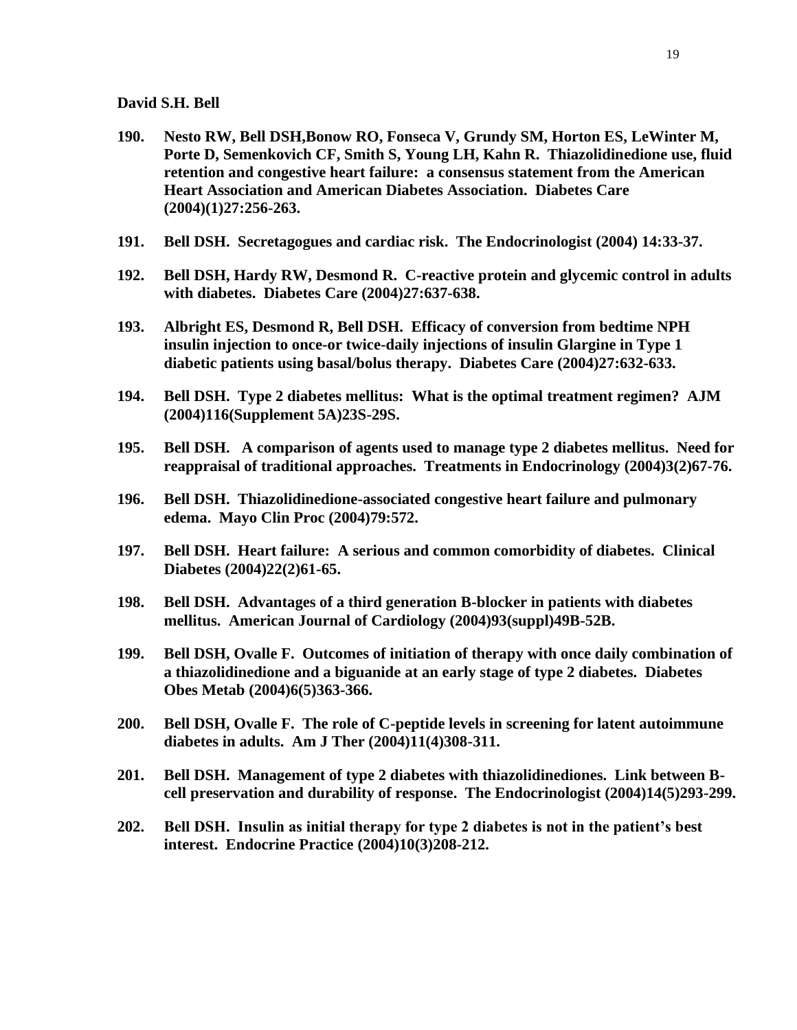**David S.H. Bell**

190. **Nesto RW, Bell DSH,Bonow RO, Fonseca V, Grundy SM, Horton ES, LeWinter M, Porte D, Semenkovich CF, Smith S, Young LH, Kahn R. Thiazolidinedione use, fluid retention and congestive heart failure: a consensus statement from the American Heart Association and American Diabetes Association. Diabetes Care (2004)(1)27:256-263.**

191. **Bell DSH. Secretagogues and cardiac risk. The Endocrinologist (2004) 14:33-37.**

192. **Bell DSH, Hardy RW, Desmond R. C-reactive protein and glycemic control in adults with diabetes. Diabetes Care (2004)27:637-638.**

193. **Albright ES, Desmond R, Bell DSH. Efficacy of conversion from bedtime NPH insulin injection to once-or twice-daily injections of insulin Glargine in Type 1 diabetic patients using basal/bolus therapy. Diabetes Care (2004)27:632-633.**

194. **Bell DSH. Type 2 diabetes mellitus: What is the optimal treatment regimen? AJM (2004)116(Supplement 5A)23S-29S.**

195. **Bell DSH. A comparison of agents used to manage type 2 diabetes mellitus. Need for reappraisal of traditional approaches. Treatments in Endocrinology (2004)3(2)67-76.**

196. **Bell DSH. Thiazolidinedione-associated congestive heart failure and pulmonary edema. Mayo Clin Proc (2004)79:572.**

197. **Bell DSH. Heart failure: A serious and common comorbidity of diabetes. Clinical Diabetes (2004)22(2)61-65.**

198. **Bell DSH. Advantages of a third generation B-blocker in patients with diabetes mellitus. American Journal of Cardiology (2004)93(suppl)49B-52B.**

199. **Bell DSH, Ovalle F. Outcomes of initiation of therapy with once daily combination of a thiazolidinedione and a biguanide at an early stage of type 2 diabetes. Diabetes Obes Metab (2004)6(5)363-366.**

200. **Bell DSH, Ovalle F. The role of C-peptide levels in screening for latent autoimmune diabetes in adults. Am J Ther (2004)11(4)308-311.**

201. **Bell DSH. Management of type 2 diabetes with thiazolidinediones. Link between B-cell preservation and durability of response. The Endocrinologist (2004)14(5)293-299.**

202. **Bell DSH. Insulin as initial therapy for type 2 diabetes is not in the patient's best interest. Endocrine Practice (2004)10(3)208-212.**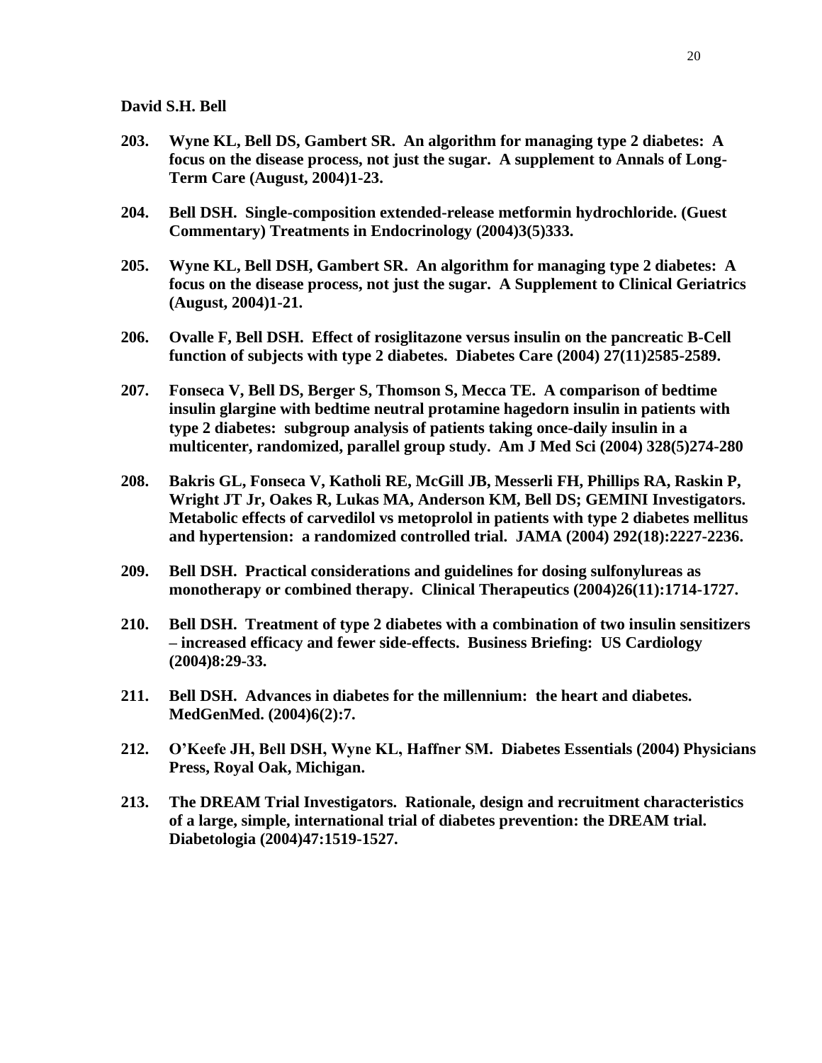**David S.H. Bell**

**203. Wyne KL, Bell DS, Gambert SR. An algorithm for managing type 2 diabetes: A focus on the disease process, not just the sugar. A supplement to Annals of Long-Term Care (August, 2004)1-23.**

**204. Bell DSH. Single-composition extended-release metformin hydrochloride. (Guest Commentary) Treatments in Endocrinology (2004)3(5)333.**

**205. Wyne KL, Bell DSH, Gambert SR. An algorithm for managing type 2 diabetes: A focus on the disease process, not just the sugar. A Supplement to Clinical Geriatrics (August, 2004)1-21.**

**206. Ovalle F, Bell DSH. Effect of rosiglitazone versus insulin on the pancreatic B-Cell function of subjects with type 2 diabetes. Diabetes Care (2004) 27(11)2585-2589.**

**207. Fonseca V, Bell DS, Berger S, Thomson S, Mecca TE. A comparison of bedtime insulin glargine with bedtime neutral protamine hagedorn insulin in patients with type 2 diabetes: subgroup analysis of patients taking once-daily insulin in a multicenter, randomized, parallel group study. Am J Med Sci (2004) 328(5)274-280**

**208. Bakris GL, Fonseca V, Katholi RE, McGill JB, Messerli FH, Phillips RA, Raskin P, Wright JT Jr, Oakes R, Lukas MA, Anderson KM, Bell DS; GEMINI Investigators. Metabolic effects of carvedilol vs metoprolol in patients with type 2 diabetes mellitus and hypertension: a randomized controlled trial. JAMA (2004) 292(18):2227-2236.**

**209. Bell DSH. Practical considerations and guidelines for dosing sulfonylureas as monotherapy or combined therapy. Clinical Therapeutics (2004)26(11):1714-1727.**

**210. Bell DSH. Treatment of type 2 diabetes with a combination of two insulin sensitizers – increased efficacy and fewer side-effects. Business Briefing: US Cardiology (2004)8:29-33.**

**211. Bell DSH. Advances in diabetes for the millennium: the heart and diabetes. MedGenMed. (2004)6(2):7.**

**212. O'Keefe JH, Bell DSH, Wyne KL, Haffner SM. Diabetes Essentials (2004) Physicians Press, Royal Oak, Michigan.**

**213. The DREAM Trial Investigators. Rationale, design and recruitment characteristics of a large, simple, international trial of diabetes prevention: the DREAM trial. Diabetologia (2004)47:1519-1527.**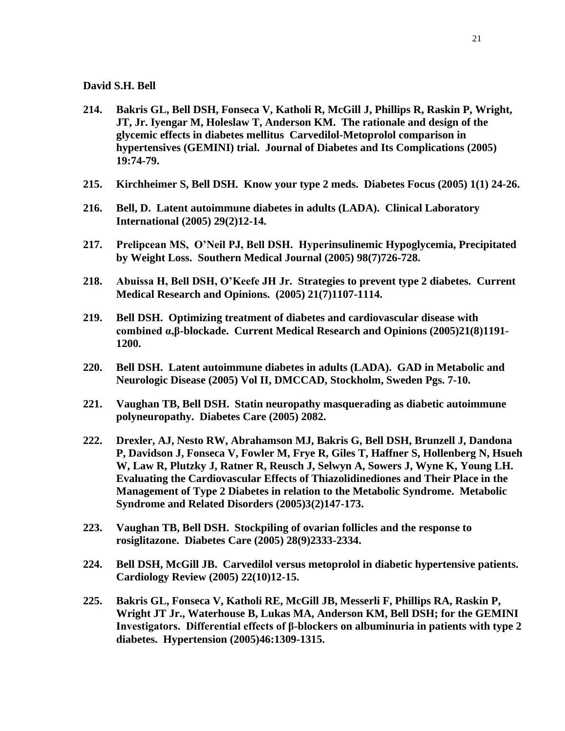**David S.H. Bell**

**214. Bakris GL, Bell DSH, Fonseca V, Katholi R, McGill J, Phillips R, Raskin P, Wright, JT, Jr. Iyengar M, Holeslaw T, Anderson KM. The rationale and design of the glycemic effects in diabetes mellitus Carvedilol-Metoprolol comparison in hypertensives (GEMINI) trial. Journal of Diabetes and Its Complications (2005) 19:74-79.**

**215. Kirchheimer S, Bell DSH. Know your type 2 meds. Diabetes Focus (2005) 1(1) 24-26.**

**216. Bell, D. Latent autoimmune diabetes in adults (LADA). Clinical Laboratory International (2005) 29(2)12-14.**

**217. Prelipcean MS, O'Neil PJ, Bell DSH. Hyperinsulinemic Hypoglycemia, Precipitated by Weight Loss. Southern Medical Journal (2005) 98(7)726-728.**

**218. Abuissa H, Bell DSH, O'Keefe JH Jr. Strategies to prevent type 2 diabetes. Current Medical Research and Opinions. (2005) 21(7)1107-1114.**

**219. Bell DSH. Optimizing treatment of diabetes and cardiovascular disease with combined α,β-blockade. Current Medical Research and Opinions (2005)21(8)1191-1200.**

**220. Bell DSH. Latent autoimmune diabetes in adults (LADA). GAD in Metabolic and Neurologic Disease (2005) Vol II, DMCCAD, Stockholm, Sweden Pgs. 7-10.**

**221. Vaughan TB, Bell DSH. Statin neuropathy masquerading as diabetic autoimmune polyneuropathy. Diabetes Care (2005) 2082.**

**222. Drexler, AJ, Nesto RW, Abrahamson MJ, Bakris G, Bell DSH, Brunzell J, Dandona P, Davidson J, Fonseca V, Fowler M, Frye R, Giles T, Haffner S, Hollenberg N, Hsueh W, Law R, Plutzky J, Ratner R, Reusch J, Selwyn A, Sowers J, Wyne K, Young LH. Evaluating the Cardiovascular Effects of Thiazolidinediones and Their Place in the Management of Type 2 Diabetes in relation to the Metabolic Syndrome. Metabolic Syndrome and Related Disorders (2005)3(2)147-173.**

**223. Vaughan TB, Bell DSH. Stockpiling of ovarian follicles and the response to rosiglitazone. Diabetes Care (2005) 28(9)2333-2334.**

**224. Bell DSH, McGill JB. Carvedilol versus metoprolol in diabetic hypertensive patients. Cardiology Review (2005) 22(10)12-15.**

**225. Bakris GL, Fonseca V, Katholi RE, McGill JB, Messerli F, Phillips RA, Raskin P, Wright JT Jr., Waterhouse B, Lukas MA, Anderson KM, Bell DSH; for the GEMINI Investigators. Differential effects of β-blockers on albuminuria in patients with type 2 diabetes. Hypertension (2005)46:1309-1315.**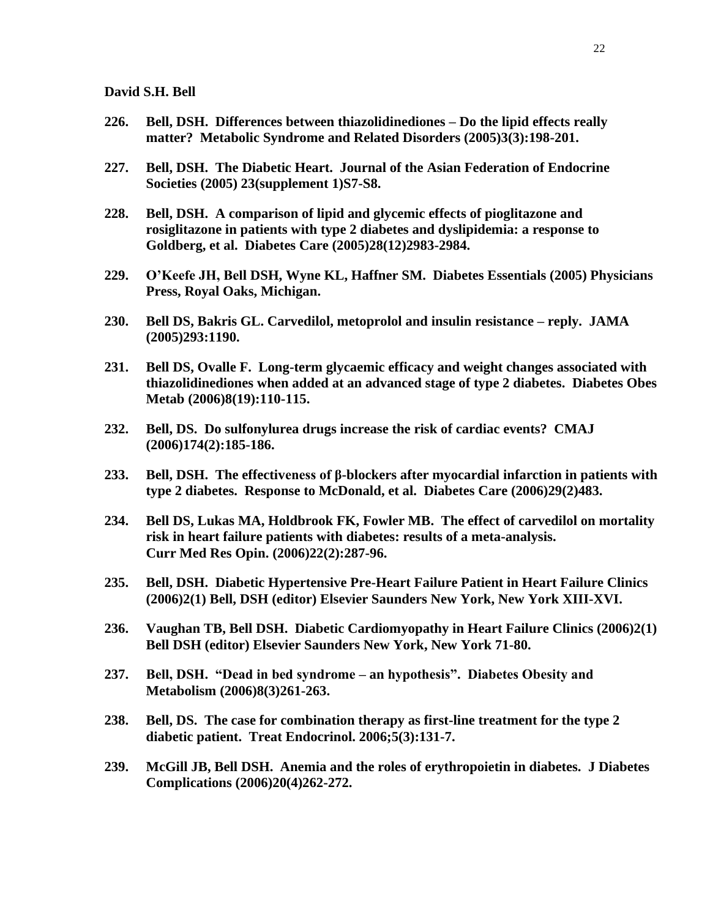**David S.H. Bell**

226. **Bell, DSH. Differences between thiazolidinediones – Do the lipid effects really matter? Metabolic Syndrome and Related Disorders (2005)3(3):198-201.**

227. **Bell, DSH. The Diabetic Heart. Journal of the Asian Federation of Endocrine Societies (2005) 23(supplement 1)S7-S8.**

228. **Bell, DSH. A comparison of lipid and glycemic effects of pioglitazone and rosiglitazone in patients with type 2 diabetes and dyslipidemia: a response to Goldberg, et al. Diabetes Care (2005)28(12)2983-2984.**

229. **O'Keefe JH, Bell DSH, Wyne KL, Haffner SM. Diabetes Essentials (2005) Physicians Press, Royal Oaks, Michigan.**

230. **Bell DS, Bakris GL. Carvedilol, metoprolol and insulin resistance – reply. JAMA (2005)293:1190.**

231. **Bell DS, Ovalle F. Long-term glycaemic efficacy and weight changes associated with thiazolidinediones when added at an advanced stage of type 2 diabetes. Diabetes Obes Metab (2006)8(19):110-115.**

232. **Bell, DS. Do sulfonylurea drugs increase the risk of cardiac events? CMAJ (2006)174(2):185-186.**

233. **Bell, DSH. The effectiveness of β-blockers after myocardial infarction in patients with type 2 diabetes. Response to McDonald, et al. Diabetes Care (2006)29(2)483.**

234. **Bell DS, Lukas MA, Holdbrook FK, Fowler MB. The effect of carvedilol on mortality risk in heart failure patients with diabetes: results of a meta-analysis. Curr Med Res Opin. (2006)22(2):287-96.**

235. **Bell, DSH. Diabetic Hypertensive Pre-Heart Failure Patient in Heart Failure Clinics (2006)2(1) Bell, DSH (editor) Elsevier Saunders New York, New York XIII-XVI.**

236. **Vaughan TB, Bell DSH. Diabetic Cardiomyopathy in Heart Failure Clinics (2006)2(1) Bell DSH (editor) Elsevier Saunders New York, New York 71-80.**

237. **Bell, DSH. "Dead in bed syndrome – an hypothesis". Diabetes Obesity and Metabolism (2006)8(3)261-263.**

238. **Bell, DS. The case for combination therapy as first-line treatment for the type 2 diabetic patient. Treat Endocrinol. 2006;5(3):131-7.**

239. **McGill JB, Bell DSH. Anemia and the roles of erythropoietin in diabetes. J Diabetes Complications (2006)20(4)262-272.**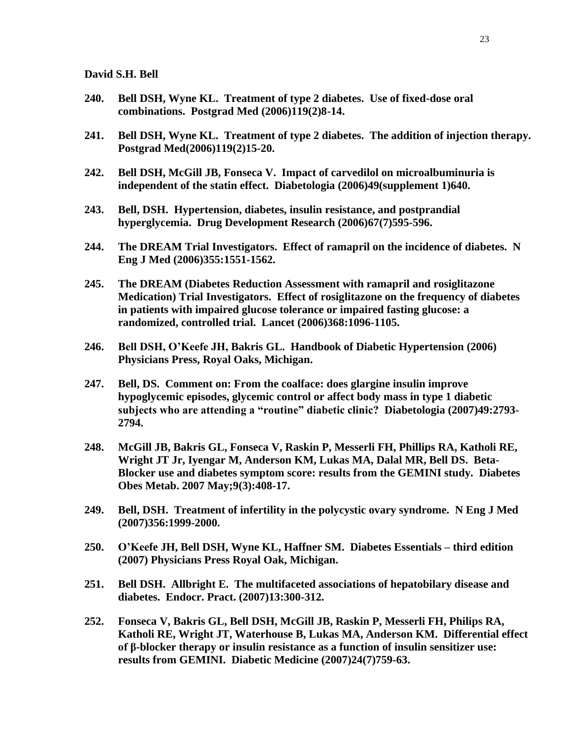**David S.H. Bell**

**240. Bell DSH, Wyne KL. Treatment of type 2 diabetes. Use of fixed-dose oral combinations. Postgrad Med (2006)119(2)8-14.**

**241. Bell DSH, Wyne KL. Treatment of type 2 diabetes. The addition of injection therapy. Postgrad Med(2006)119(2)15-20.**

**242. Bell DSH, McGill JB, Fonseca V. Impact of carvedilol on microalbuminuria is independent of the statin effect. Diabetologia (2006)49(supplement 1)640.**

**243. Bell, DSH. Hypertension, diabetes, insulin resistance, and postprandial hyperglycemia. Drug Development Research (2006)67(7)595-596.**

**244. The DREAM Trial Investigators. Effect of ramapril on the incidence of diabetes. N Eng J Med (2006)355:1551-1562.**

**245. The DREAM (Diabetes Reduction Assessment with ramapril and rosiglitazone Medication) Trial Investigators. Effect of rosiglitazone on the frequency of diabetes in patients with impaired glucose tolerance or impaired fasting glucose: a randomized, controlled trial. Lancet (2006)368:1096-1105.**

**246. Bell DSH, O'Keefe JH, Bakris GL. Handbook of Diabetic Hypertension (2006) Physicians Press, Royal Oaks, Michigan.**

**247. Bell, DS. Comment on: From the coalface: does glargine insulin improve hypoglycemic episodes, glycemic control or affect body mass in type 1 diabetic subjects who are attending a "routine" diabetic clinic? Diabetologia (2007)49:2793-2794.**

**248. McGill JB, Bakris GL, Fonseca V, Raskin P, Messerli FH, Phillips RA, Katholi RE, Wright JT Jr, Iyengar M, Anderson KM, Lukas MA, Dalal MR, Bell DS. Beta-Blocker use and diabetes symptom score: results from the GEMINI study. Diabetes Obes Metab. 2007 May;9(3):408-17.**

**249. Bell, DSH. Treatment of infertility in the polycystic ovary syndrome. N Eng J Med (2007)356:1999-2000.**

**250. O'Keefe JH, Bell DSH, Wyne KL, Haffner SM. Diabetes Essentials – third edition (2007) Physicians Press Royal Oak, Michigan.**

**251. Bell DSH. Allbright E. The multifaceted associations of hepatobilary disease and diabetes. Endocr. Pract. (2007)13:300-312.**

**252. Fonseca V, Bakris GL, Bell DSH, McGill JB, Raskin P, Messerli FH, Philips RA, Katholi RE, Wright JT, Waterhouse B, Lukas MA, Anderson KM. Differential effect of β-blocker therapy or insulin resistance as a function of insulin sensitizer use: results from GEMINI. Diabetic Medicine (2007)24(7)759-63.**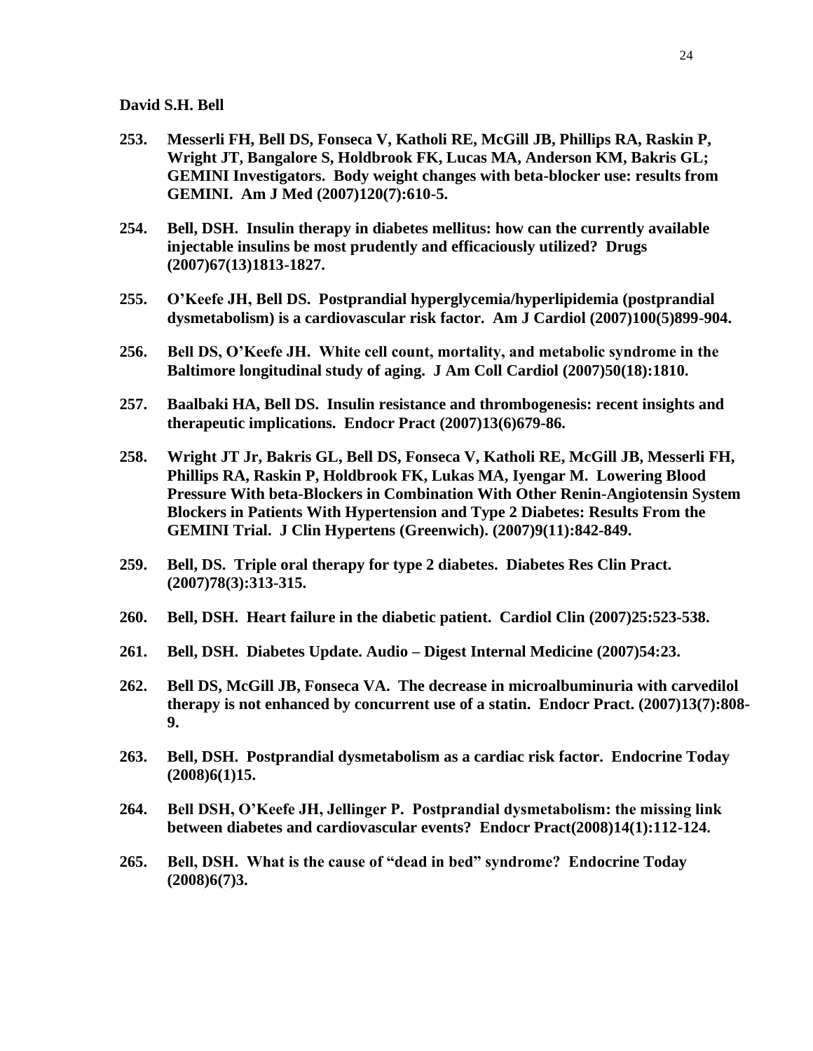**253. Messerli FH, Bell DS, Fonseca V, Katholi RE, McGill JB, Phillips RA, Raskin P, Wright JT, Bangalore S, Holdbrook FK, Lucas MA, Anderson KM, Bakris GL; GEMINI Investigators. Body weight changes with beta-blocker use: results from GEMINI. Am J Med (2007)120(7):610-5.**

**254. Bell, DSH. Insulin therapy in diabetes mellitus: how can the currently available injectable insulins be most prudently and efficaciously utilized? Drugs (2007)67(13)1813-1827.**

**255. O'Keefe JH, Bell DS. Postprandial hyperglycemia/hyperlipidemia (postprandial dysmetabolism) is a cardiovascular risk factor. Am J Cardiol (2007)100(5)899-904.**

**256. Bell DS, O'Keefe JH. White cell count, mortality, and metabolic syndrome in the Baltimore longitudinal study of aging. J Am Coll Cardiol (2007)50(18):1810.**

**257. Baalbaki HA, Bell DS. Insulin resistance and thrombogenesis: recent insights and therapeutic implications. Endocr Pract (2007)13(6)679-86.**

**258. Wright JT Jr, Bakris GL, Bell DS, Fonseca V, Katholi RE, McGill JB, Messerli FH, Phillips RA, Raskin P, Holdbrook FK, Lukas MA, Iyengar M. Lowering Blood Pressure With beta-Blockers in Combination With Other Renin-Angiotensin System Blockers in Patients With Hypertension and Type 2 Diabetes: Results From the GEMINI Trial. J Clin Hypertens (Greenwich). (2007)9(11):842-849.**

**259. Bell, DS. Triple oral therapy for type 2 diabetes. Diabetes Res Clin Pract. (2007)78(3):313-315.**

**260. Bell, DSH. Heart failure in the diabetic patient. Cardiol Clin (2007)25:523-538.**

**261. Bell, DSH. Diabetes Update. Audio – Digest Internal Medicine (2007)54:23.**

**262. Bell DS, McGill JB, Fonseca VA. The decrease in microalbuminuria with carvedilol therapy is not enhanced by concurrent use of a statin. Endocr Pract. (2007)13(7):808-9.**

**263. Bell, DSH. Postprandial dysmetabolism as a cardiac risk factor. Endocrine Today (2008)6(1)15.**

**264. Bell DSH, O'Keefe JH, Jellinger P. Postprandial dysmetabolism: the missing link between diabetes and cardiovascular events? Endocr Pract(2008)14(1):112-124.**

**265. Bell, DSH. What is the cause of "dead in bed" syndrome? Endocrine Today (2008)6(7)3.**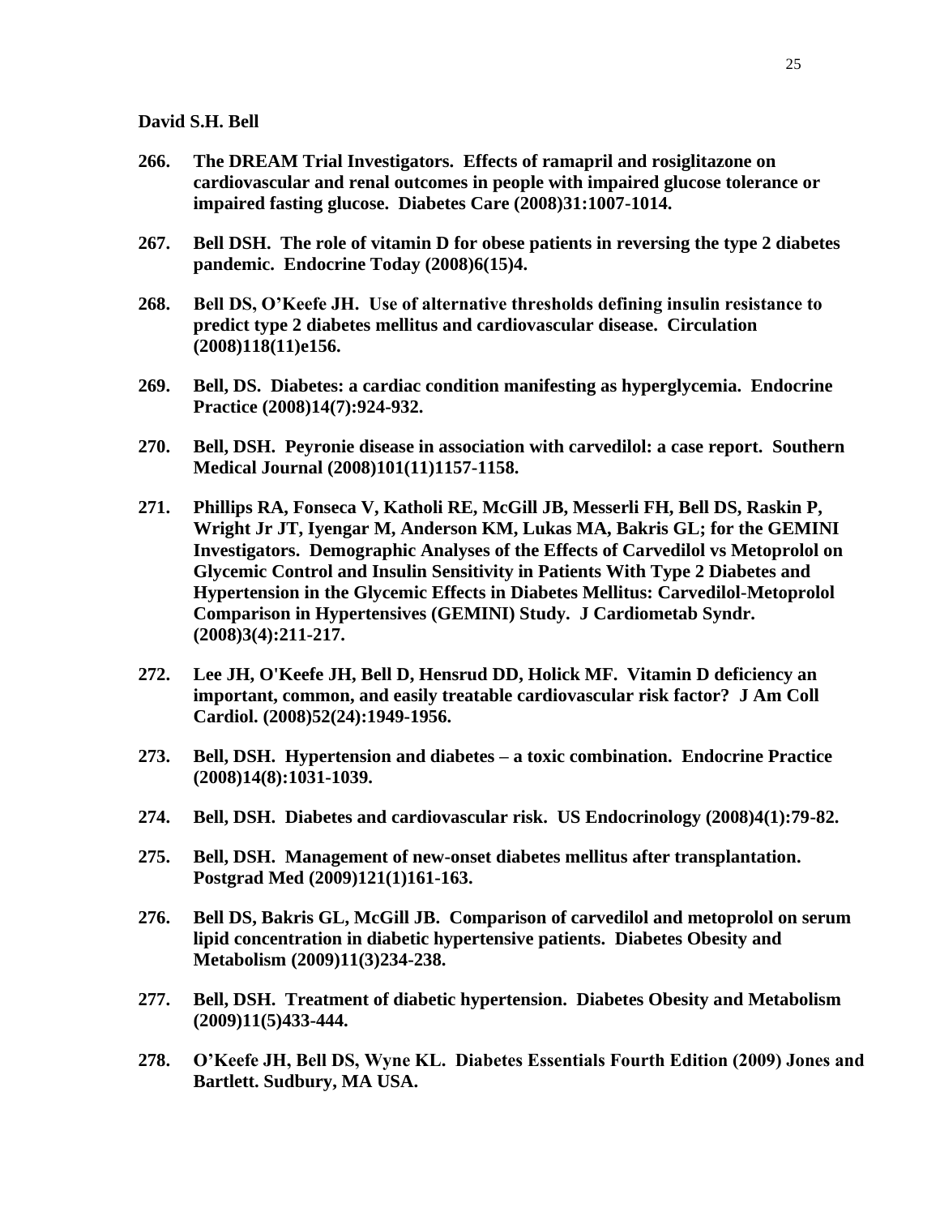**David S.H. Bell**

**266. The DREAM Trial Investigators. Effects of ramapril and rosiglitazone on cardiovascular and renal outcomes in people with impaired glucose tolerance or impaired fasting glucose. Diabetes Care (2008)31:1007-1014.**

**267. Bell DSH. The role of vitamin D for obese patients in reversing the type 2 diabetes pandemic. Endocrine Today (2008)6(15)4.**

**268. Bell DS, O'Keefe JH. Use of alternative thresholds defining insulin resistance to predict type 2 diabetes mellitus and cardiovascular disease. Circulation (2008)118(11)e156.**

**269. Bell, DS. Diabetes: a cardiac condition manifesting as hyperglycemia. Endocrine Practice (2008)14(7):924-932.**

**270. Bell, DSH. Peyronie disease in association with carvedilol: a case report. Southern Medical Journal (2008)101(11)1157-1158.**

**271. Phillips RA, Fonseca V, Katholi RE, McGill JB, Messerli FH, Bell DS, Raskin P, Wright Jr JT, Iyengar M, Anderson KM, Lukas MA, Bakris GL; for the GEMINI Investigators. Demographic Analyses of the Effects of Carvedilol vs Metoprolol on Glycemic Control and Insulin Sensitivity in Patients With Type 2 Diabetes and Hypertension in the Glycemic Effects in Diabetes Mellitus: Carvedilol-Metoprolol Comparison in Hypertensives (GEMINI) Study. J Cardiometab Syndr. (2008)3(4):211-217.**

**272. Lee JH, O'Keefe JH, Bell D, Hensrud DD, Holick MF. Vitamin D deficiency an important, common, and easily treatable cardiovascular risk factor? J Am Coll Cardiol. (2008)52(24):1949-1956.**

**273. Bell, DSH. Hypertension and diabetes – a toxic combination. Endocrine Practice (2008)14(8):1031-1039.**

**274. Bell, DSH. Diabetes and cardiovascular risk. US Endocrinology (2008)4(1):79-82.**

**275. Bell, DSH. Management of new-onset diabetes mellitus after transplantation. Postgrad Med (2009)121(1)161-163.**

**276. Bell DS, Bakris GL, McGill JB. Comparison of carvedilol and metoprolol on serum lipid concentration in diabetic hypertensive patients. Diabetes Obesity and Metabolism (2009)11(3)234-238.**

**277. Bell, DSH. Treatment of diabetic hypertension. Diabetes Obesity and Metabolism (2009)11(5)433-444.**

**278. O'Keefe JH, Bell DS, Wyne KL. Diabetes Essentials Fourth Edition (2009) Jones and Bartlett. Sudbury, MA USA.**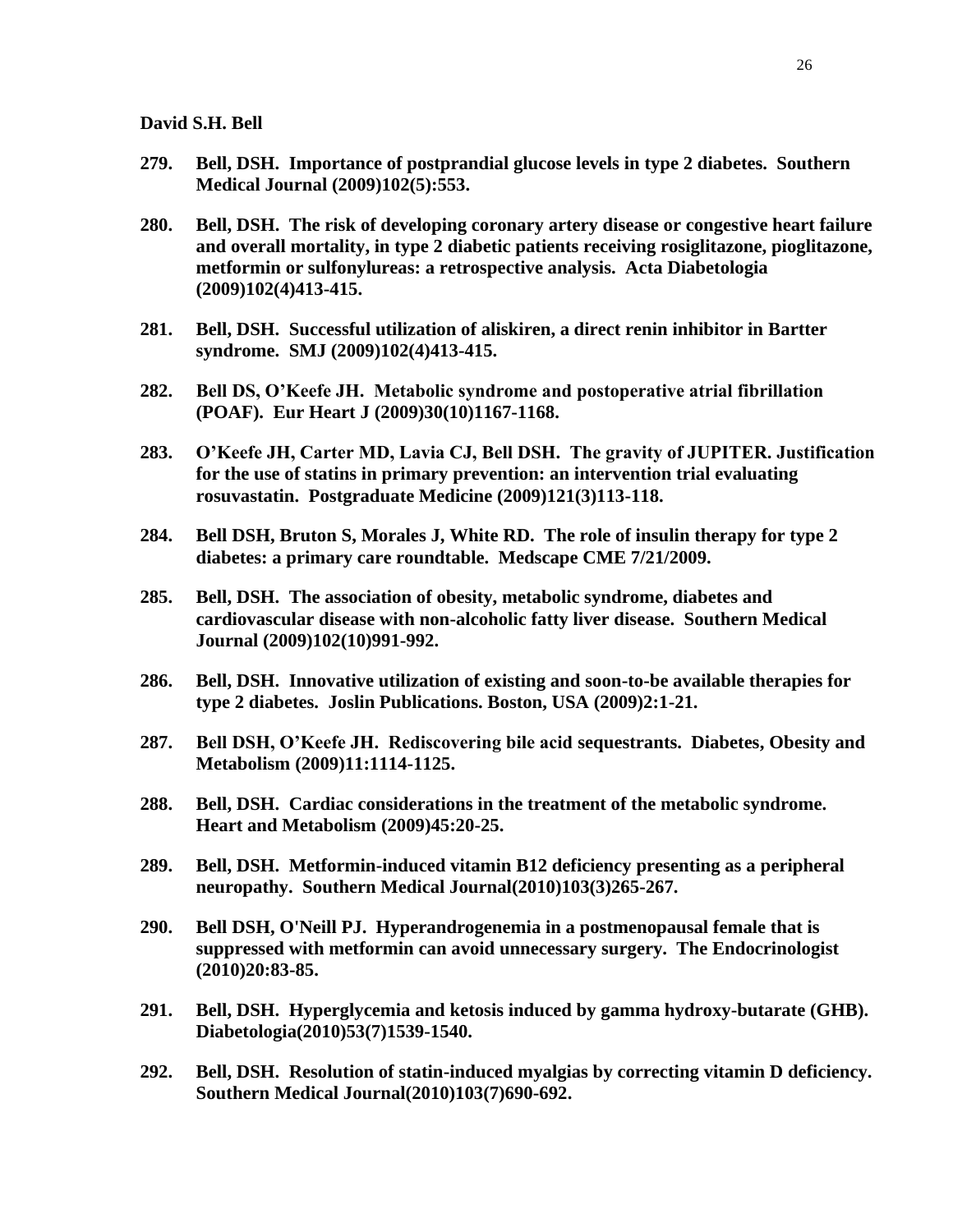**David S.H. Bell**

**279. Bell, DSH. Importance of postprandial glucose levels in type 2 diabetes. Southern Medical Journal (2009)102(5):553.**

**280. Bell, DSH. The risk of developing coronary artery disease or congestive heart failure and overall mortality, in type 2 diabetic patients receiving rosiglitazone, pioglitazone, metformin or sulfonylureas: a retrospective analysis. Acta Diabetologia (2009)102(4)413-415.**

**281. Bell, DSH. Successful utilization of aliskiren, a direct renin inhibitor in Bartter syndrome. SMJ (2009)102(4)413-415.**

**282. Bell DS, O'Keefe JH. Metabolic syndrome and postoperative atrial fibrillation (POAF). Eur Heart J (2009)30(10)1167-1168.**

**283. O'Keefe JH, Carter MD, Lavia CJ, Bell DSH. The gravity of JUPITER. Justification for the use of statins in primary prevention: an intervention trial evaluating rosuvastatin. Postgraduate Medicine (2009)121(3)113-118.**

**284. Bell DSH, Bruton S, Morales J, White RD. The role of insulin therapy for type 2 diabetes: a primary care roundtable. Medscape CME 7/21/2009.**

**285. Bell, DSH. The association of obesity, metabolic syndrome, diabetes and cardiovascular disease with non-alcoholic fatty liver disease. Southern Medical Journal (2009)102(10)991-992.**

**286. Bell, DSH. Innovative utilization of existing and soon-to-be available therapies for type 2 diabetes. Joslin Publications. Boston, USA (2009)2:1-21.**

**287. Bell DSH, O'Keefe JH. Rediscovering bile acid sequestrants. Diabetes, Obesity and Metabolism (2009)11:1114-1125.**

**288. Bell, DSH. Cardiac considerations in the treatment of the metabolic syndrome. Heart and Metabolism (2009)45:20-25.**

**289. Bell, DSH. Metformin-induced vitamin B12 deficiency presenting as a peripheral neuropathy. Southern Medical Journal(2010)103(3)265-267.**

**290. Bell DSH, O'Neill PJ. Hyperandrogenemia in a postmenopausal female that is suppressed with metformin can avoid unnecessary surgery. The Endocrinologist (2010)20:83-85.**

**291. Bell, DSH. Hyperglycemia and ketosis induced by gamma hydroxy-butarate (GHB). Diabetologia(2010)53(7)1539-1540.**

**292. Bell, DSH. Resolution of statin-induced myalgias by correcting vitamin D deficiency. Southern Medical Journal(2010)103(7)690-692.**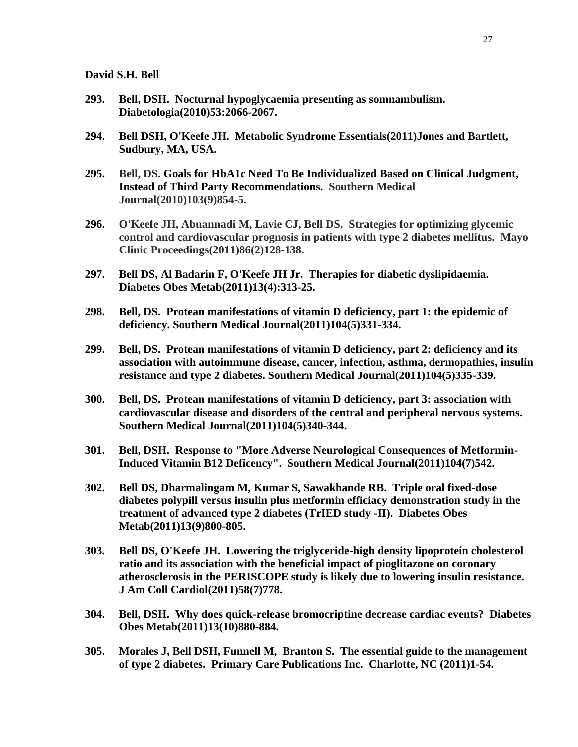**David S.H. Bell**

**293. Bell, DSH. Nocturnal hypoglycaemia presenting as somnambulism. Diabetologia(2010)53:2066-2067.**

**294. Bell DSH, O'Keefe JH. Metabolic Syndrome Essentials(2011)Jones and Bartlett, Sudbury, MA, USA.**

**295. Bell, DS. Goals for HbA1c Need To Be Individualized Based on Clinical Judgment, Instead of Third Party Recommendations. Southern Medical Journal(2010)103(9)854-5.**

**296. O'Keefe JH, Abuannadi M, Lavie CJ, Bell DS. Strategies for optimizing glycemic control and cardiovascular prognosis in patients with type 2 diabetes mellitus. Mayo Clinic Proceedings(2011)86(2)128-138.**

**297. Bell DS, Al Badarin F, O'Keefe JH Jr. Therapies for diabetic dyslipidaemia. Diabetes Obes Metab(2011)13(4):313-25.**

**298. Bell, DS. Protean manifestations of vitamin D deficiency, part 1: the epidemic of deficiency. Southern Medical Journal(2011)104(5)331-334.**

**299. Bell, DS. Protean manifestations of vitamin D deficiency, part 2: deficiency and its association with autoimmune disease, cancer, infection, asthma, dermopathies, insulin resistance and type 2 diabetes. Southern Medical Journal(2011)104(5)335-339.**

**300. Bell, DS. Protean manifestations of vitamin D deficiency, part 3: association with cardiovascular disease and disorders of the central and peripheral nervous systems. Southern Medical Journal(2011)104(5)340-344.**

**301. Bell, DSH. Response to "More Adverse Neurological Consequences of Metformin-Induced Vitamin B12 Deficency". Southern Medical Journal(2011)104(7)542.**

**302. Bell DS, Dharmalingam M, Kumar S, Sawakhande RB. Triple oral fixed-dose diabetes polypill versus insulin plus metformin efficiacy demonstration study in the treatment of advanced type 2 diabetes (TrIED study -II). Diabetes Obes Metab(2011)13(9)800-805.**

**303. Bell DS, O'Keefe JH. Lowering the triglyceride-high density lipoprotein cholesterol ratio and its association with the beneficial impact of pioglitazone on coronary atherosclerosis in the PERISCOPE study is likely due to lowering insulin resistance. J Am Coll Cardiol(2011)58(7)778.**

**304. Bell, DSH. Why does quick-release bromocriptine decrease cardiac events? Diabetes Obes Metab(2011)13(10)880-884.**

**305. Morales J, Bell DSH, Funnell M, Branton S. The essential guide to the management of type 2 diabetes. Primary Care Publications Inc. Charlotte, NC (2011)1-54.**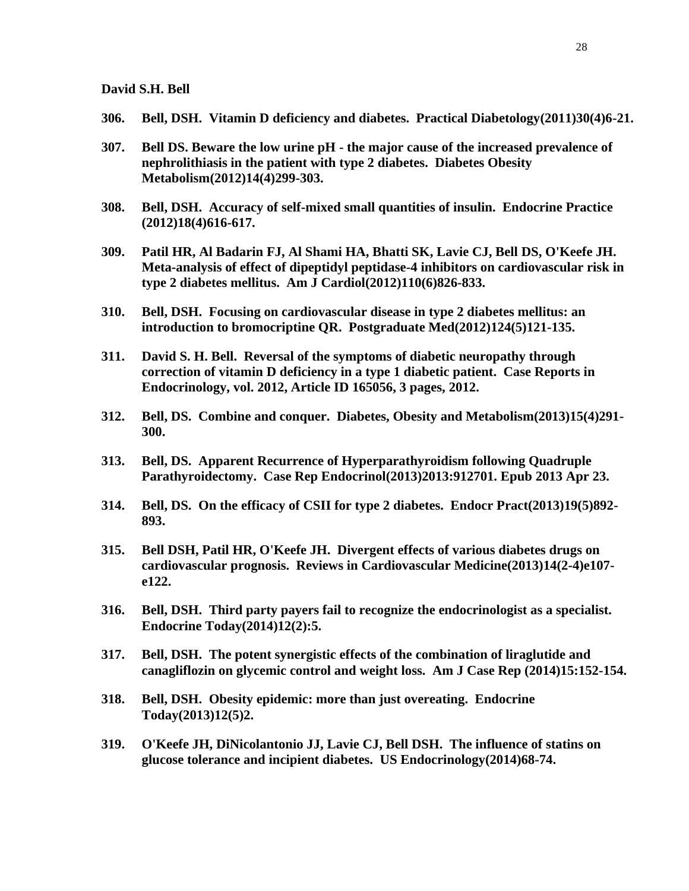**David S.H. Bell**

**306. Bell, DSH. Vitamin D deficiency and diabetes. Practical Diabetology(2011)30(4)6-21.**

**307. Bell DS. Beware the low urine pH - the major cause of the increased prevalence of nephrolithiasis in the patient with type 2 diabetes. Diabetes Obesity Metabolism(2012)14(4)299-303.**

**308. Bell, DSH. Accuracy of self-mixed small quantities of insulin. Endocrine Practice (2012)18(4)616-617.**

**309. Patil HR, Al Badarin FJ, Al Shami HA, Bhatti SK, Lavie CJ, Bell DS, O'Keefe JH. Meta-analysis of effect of dipeptidyl peptidase-4 inhibitors on cardiovascular risk in type 2 diabetes mellitus. Am J Cardiol(2012)110(6)826-833.**

**310. Bell, DSH. Focusing on cardiovascular disease in type 2 diabetes mellitus: an introduction to bromocriptine QR. Postgraduate Med(2012)124(5)121-135.**

**311. David S. H. Bell. Reversal of the symptoms of diabetic neuropathy through correction of vitamin D deficiency in a type 1 diabetic patient. Case Reports in Endocrinology, vol. 2012, Article ID 165056, 3 pages, 2012.**

**312. Bell, DS. Combine and conquer. Diabetes, Obesity and Metabolism(2013)15(4)291-300.**

**313. Bell, DS. Apparent Recurrence of Hyperparathyroidism following Quadruple Parathyroidectomy. Case Rep Endocrinol(2013)2013:912701. Epub 2013 Apr 23.**

**314. Bell, DS. On the efficacy of CSII for type 2 diabetes. Endocr Pract(2013)19(5)892-893.**

**315. Bell DSH, Patil HR, O'Keefe JH. Divergent effects of various diabetes drugs on cardiovascular prognosis. Reviews in Cardiovascular Medicine(2013)14(2-4)e107-e122.**

**316. Bell, DSH. Third party payers fail to recognize the endocrinologist as a specialist. Endocrine Today(2014)12(2):5.**

**317. Bell, DSH. The potent synergistic effects of the combination of liraglutide and canagliflozin on glycemic control and weight loss. Am J Case Rep (2014)15:152-154.**

**318. Bell, DSH. Obesity epidemic: more than just overeating. Endocrine Today(2013)12(5)2.**

**319. O'Keefe JH, DiNicolantonio JJ, Lavie CJ, Bell DSH. The influence of statins on glucose tolerance and incipient diabetes. US Endocrinology(2014)68-74.**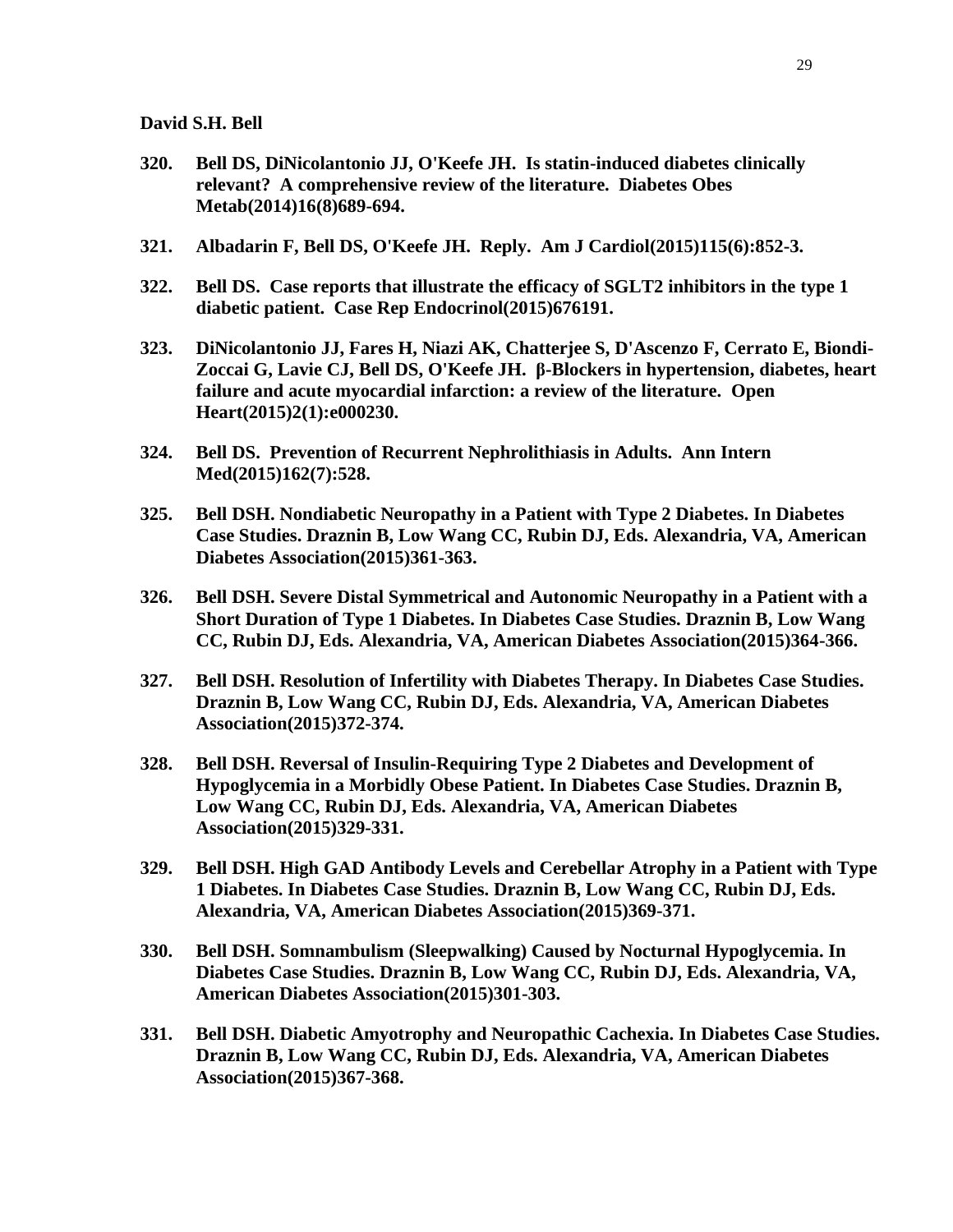**David S.H. Bell**

**320. Bell DS, DiNicolantonio JJ, O'Keefe JH. Is statin-induced diabetes clinically relevant? A comprehensive review of the literature. Diabetes Obes Metab(2014)16(8)689-694.**

**321. Albadarin F, Bell DS, O'Keefe JH. Reply. Am J Cardiol(2015)115(6):852-3.**

**322. Bell DS. Case reports that illustrate the efficacy of SGLT2 inhibitors in the type 1 diabetic patient. Case Rep Endocrinol(2015)676191.**

**323. DiNicolantonio JJ, Fares H, Niazi AK, Chatterjee S, D'Ascenzo F, Cerrato E, Biondi-Zoccai G, Lavie CJ, Bell DS, O'Keefe JH. β-Blockers in hypertension, diabetes, heart failure and acute myocardial infarction: a review of the literature. Open Heart(2015)2(1):e000230.**

**324. Bell DS. Prevention of Recurrent Nephrolithiasis in Adults. Ann Intern Med(2015)162(7):528.**

**325. Bell DSH. Nondiabetic Neuropathy in a Patient with Type 2 Diabetes. In Diabetes Case Studies. Draznin B, Low Wang CC, Rubin DJ, Eds. Alexandria, VA, American Diabetes Association(2015)361-363.**

**326. Bell DSH. Severe Distal Symmetrical and Autonomic Neuropathy in a Patient with a Short Duration of Type 1 Diabetes. In Diabetes Case Studies. Draznin B, Low Wang CC, Rubin DJ, Eds. Alexandria, VA, American Diabetes Association(2015)364-366.**

**327. Bell DSH. Resolution of Infertility with Diabetes Therapy. In Diabetes Case Studies. Draznin B, Low Wang CC, Rubin DJ, Eds. Alexandria, VA, American Diabetes Association(2015)372-374.**

**328. Bell DSH. Reversal of Insulin-Requiring Type 2 Diabetes and Development of Hypoglycemia in a Morbidly Obese Patient. In Diabetes Case Studies. Draznin B, Low Wang CC, Rubin DJ, Eds. Alexandria, VA, American Diabetes Association(2015)329-331.**

**329. Bell DSH. High GAD Antibody Levels and Cerebellar Atrophy in a Patient with Type 1 Diabetes. In Diabetes Case Studies. Draznin B, Low Wang CC, Rubin DJ, Eds. Alexandria, VA, American Diabetes Association(2015)369-371.**

**330. Bell DSH. Somnambulism (Sleepwalking) Caused by Nocturnal Hypoglycemia. In Diabetes Case Studies. Draznin B, Low Wang CC, Rubin DJ, Eds. Alexandria, VA, American Diabetes Association(2015)301-303.**

**331. Bell DSH. Diabetic Amyotrophy and Neuropathic Cachexia. In Diabetes Case Studies. Draznin B, Low Wang CC, Rubin DJ, Eds. Alexandria, VA, American Diabetes Association(2015)367-368.**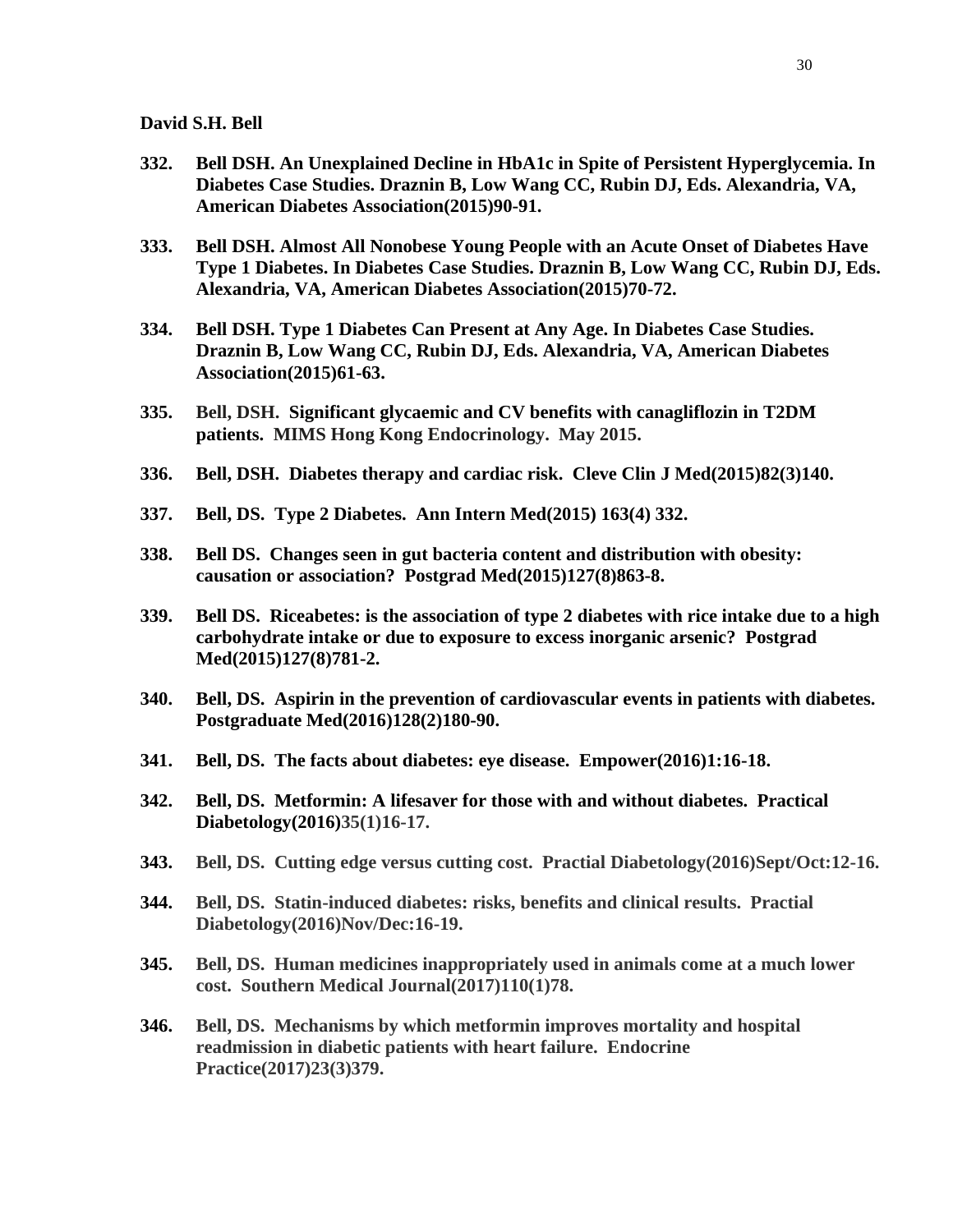**David S.H. Bell**

**332.** **Bell DSH. An Unexplained Decline in HbA1c in Spite of Persistent Hyperglycemia. In Diabetes Case Studies. Draznin B, Low Wang CC, Rubin DJ, Eds. Alexandria, VA, American Diabetes Association(2015)90-91.**

**333.** **Bell DSH. Almost All Nonobese Young People with an Acute Onset of Diabetes Have Type 1 Diabetes. In Diabetes Case Studies. Draznin B, Low Wang CC, Rubin DJ, Eds. Alexandria, VA, American Diabetes Association(2015)70-72.**

**334.** **Bell DSH. Type 1 Diabetes Can Present at Any Age. In Diabetes Case Studies. Draznin B, Low Wang CC, Rubin DJ, Eds. Alexandria, VA, American Diabetes Association(2015)61-63.**

**335.** **Bell, DSH. Significant glycaemic and CV benefits with canagliflozin in T2DM patients. MIMS Hong Kong Endocrinology. May 2015.**

**336.** **Bell, DSH. Diabetes therapy and cardiac risk. Cleve Clin J Med(2015)82(3)140.**

**337.** **Bell, DS. Type 2 Diabetes. Ann Intern Med(2015) 163(4) 332.**

**338.** **Bell DS. Changes seen in gut bacteria content and distribution with obesity: causation or association? Postgrad Med(2015)127(8)863-8.**

**339.** **Bell DS. Riceabetes: is the association of type 2 diabetes with rice intake due to a high carbohydrate intake or due to exposure to excess inorganic arsenic? Postgrad Med(2015)127(8)781-2.**

**340.** **Bell, DS. Aspirin in the prevention of cardiovascular events in patients with diabetes. Postgraduate Med(2016)128(2)180-90.**

**341.** **Bell, DS. The facts about diabetes: eye disease. Empower(2016)1:16-18.**

**342.** **Bell, DS. Metformin: A lifesaver for those with and without diabetes. Practical Diabetology(2016)35(1)16-17.**

**343.** **Bell, DS. Cutting edge versus cutting cost. Practial Diabetology(2016)Sept/Oct:12-16.**

**344.** **Bell, DS. Statin-induced diabetes: risks, benefits and clinical results. Practial Diabetology(2016)Nov/Dec:16-19.**

**345.** **Bell, DS. Human medicines inappropriately used in animals come at a much lower cost. Southern Medical Journal(2017)110(1)78.**

**346.** **Bell, DS. Mechanisms by which metformin improves mortality and hospital readmission in diabetic patients with heart failure. Endocrine Practice(2017)23(3)379.**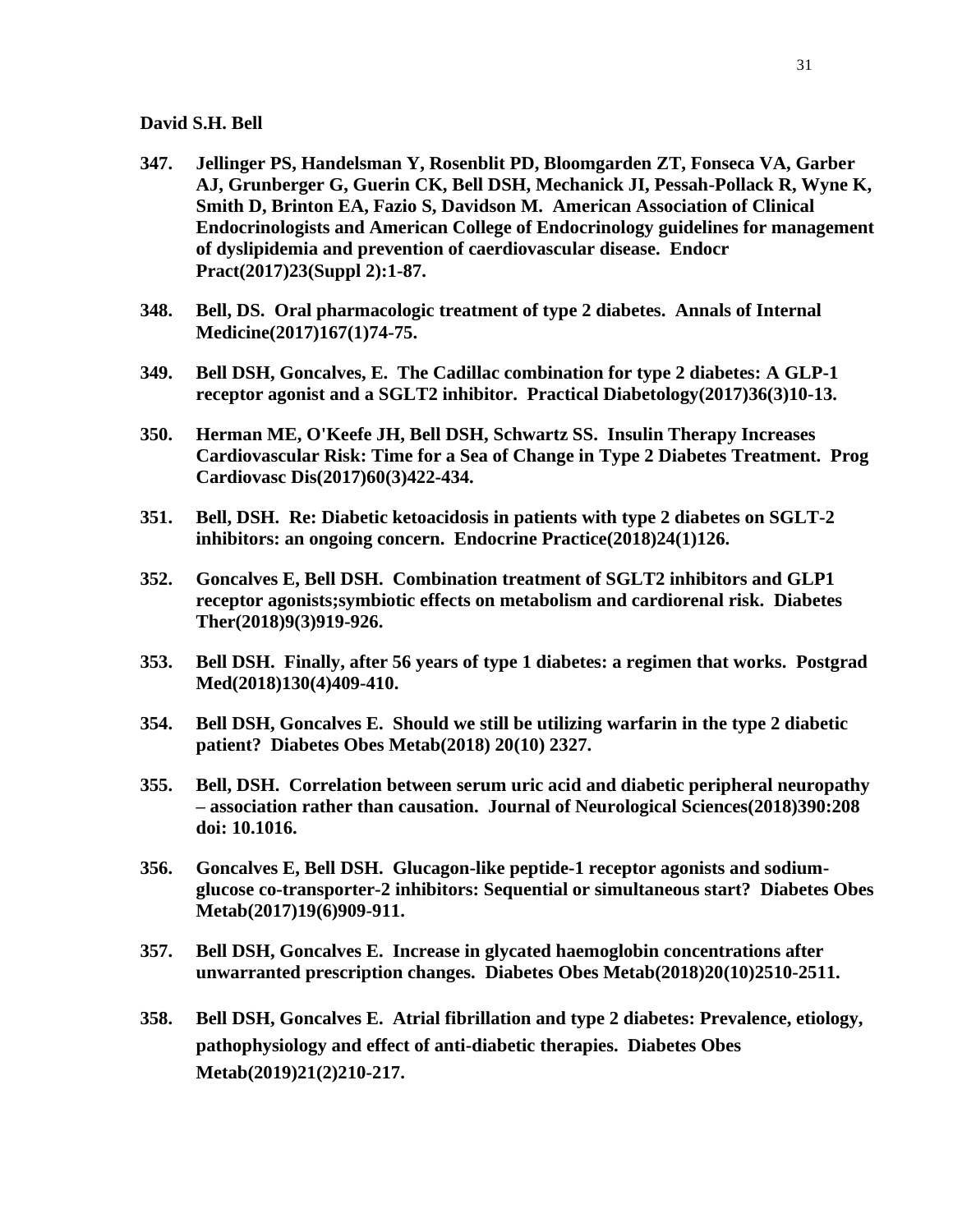**347. Jellinger PS, Handelsman Y, Rosenblit PD, Bloomgarden ZT, Fonseca VA, Garber AJ, Grunberger G, Guerin CK, Bell DSH, Mechanick JI, Pessah-Pollack R, Wyne K, Smith D, Brinton EA, Fazio S, Davidson M. American Association of Clinical Endocrinologists and American College of Endocrinology guidelines for management of dyslipidemia and prevention of caerdiovascular disease. Endocr Pract(2017)23(Suppl 2):1-87.**

**348. Bell, DS. Oral pharmacologic treatment of type 2 diabetes. Annals of Internal Medicine(2017)167(1)74-75.**

**349. Bell DSH, Goncalves, E. The Cadillac combination for type 2 diabetes: A GLP-1 receptor agonist and a SGLT2 inhibitor. Practical Diabetology(2017)36(3)10-13.**

**350. Herman ME, O'Keefe JH, Bell DSH, Schwartz SS. Insulin Therapy Increases Cardiovascular Risk: Time for a Sea of Change in Type 2 Diabetes Treatment. Prog Cardiovasc Dis(2017)60(3)422-434.**

**351. Bell, DSH. Re: Diabetic ketoacidosis in patients with type 2 diabetes on SGLT-2 inhibitors: an ongoing concern. Endocrine Practice(2018)24(1)126.**

**352. Goncalves E, Bell DSH. Combination treatment of SGLT2 inhibitors and GLP1 receptor agonists;symbiotic effects on metabolism and cardiorenal risk. Diabetes Ther(2018)9(3)919-926.**

**353. Bell DSH. Finally, after 56 years of type 1 diabetes: a regimen that works. Postgrad Med(2018)130(4)409-410.**

**354. Bell DSH, Goncalves E. Should we still be utilizing warfarin in the type 2 diabetic patient? Diabetes Obes Metab(2018) 20(10) 2327.**

**355. Bell, DSH. Correlation between serum uric acid and diabetic peripheral neuropathy – association rather than causation. Journal of Neurological Sciences(2018)390:208 doi: 10.1016.**

**356. Goncalves E, Bell DSH. Glucagon-like peptide-1 receptor agonists and sodium-glucose co-transporter-2 inhibitors: Sequential or simultaneous start? Diabetes Obes Metab(2017)19(6)909-911.**

**357. Bell DSH, Goncalves E. Increase in glycated haemoglobin concentrations after unwarranted prescription changes. Diabetes Obes Metab(2018)20(10)2510-2511.**

**358. Bell DSH, Goncalves E. Atrial fibrillation and type 2 diabetes: Prevalence, etiology, pathophysiology and effect of anti-diabetic therapies. Diabetes Obes Metab(2019)21(2)210-217.**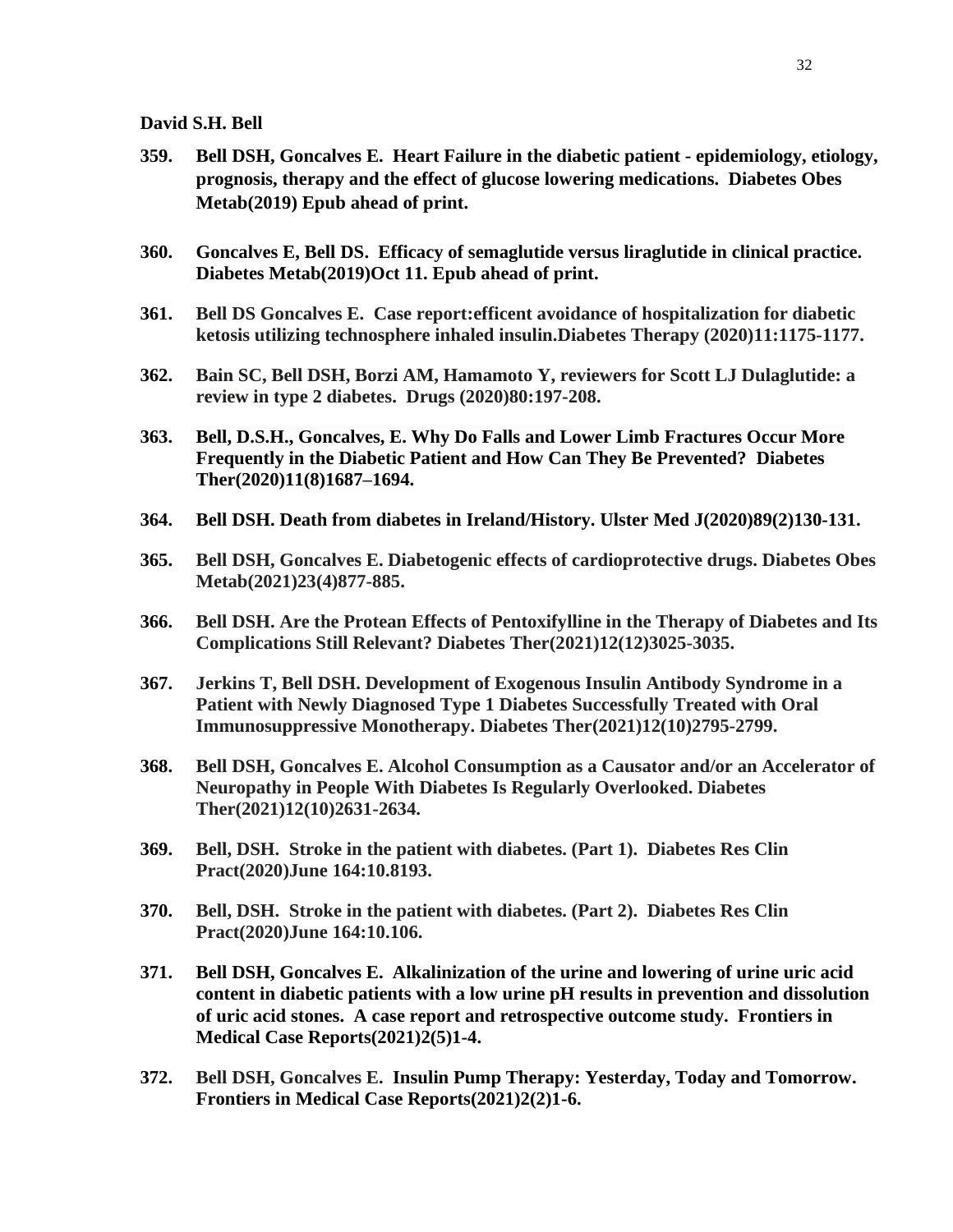**David S.H. Bell**

359. **Bell DSH, Goncalves E. Heart Failure in the diabetic patient - epidemiology, etiology, prognosis, therapy and the effect of glucose lowering medications. Diabetes Obes Metab(2019) Epub ahead of print.**

360. **Goncalves E, Bell DS. Efficacy of semaglutide versus liraglutide in clinical practice. Diabetes Metab(2019)Oct 11. Epub ahead of print.**

361. **Bell DS Goncalves E. Case report:efficent avoidance of hospitalization for diabetic ketosis utilizing technosphere inhaled insulin.Diabetes Therapy (2020)11:1175-1177.**

362. **Bain SC, Bell DSH, Borzi AM, Hamamoto Y, reviewers for Scott LJ Dulaglutide: a review in type 2 diabetes. Drugs (2020)80:197-208.**

363. **Bell, D.S.H., Goncalves, E. Why Do Falls and Lower Limb Fractures Occur More Frequently in the Diabetic Patient and How Can They Be Prevented? Diabetes Ther(2020)11(8)1687–1694.**

364. **Bell DSH. Death from diabetes in Ireland/History. Ulster Med J(2020)89(2)130-131.**

365. **Bell DSH, Goncalves E. Diabetogenic effects of cardioprotective drugs. Diabetes Obes Metab(2021)23(4)877-885.**

366. **Bell DSH. Are the Protean Effects of Pentoxifylline in the Therapy of Diabetes and Its Complications Still Relevant? Diabetes Ther(2021)12(12)3025-3035.**

367. **Jerkins T, Bell DSH. Development of Exogenous Insulin Antibody Syndrome in a Patient with Newly Diagnosed Type 1 Diabetes Successfully Treated with Oral Immunosuppressive Monotherapy. Diabetes Ther(2021)12(10)2795-2799.**

368. **Bell DSH, Goncalves E. Alcohol Consumption as a Causator and/or an Accelerator of Neuropathy in People With Diabetes Is Regularly Overlooked. Diabetes Ther(2021)12(10)2631-2634.**

369. **Bell, DSH. Stroke in the patient with diabetes. (Part 1). Diabetes Res Clin Pract(2020)June 164:10.8193.**

370. **Bell, DSH. Stroke in the patient with diabetes. (Part 2). Diabetes Res Clin Pract(2020)June 164:10.106.**

371. **Bell DSH, Goncalves E. Alkalinization of the urine and lowering of urine uric acid content in diabetic patients with a low urine pH results in prevention and dissolution of uric acid stones. A case report and retrospective outcome study. Frontiers in Medical Case Reports(2021)2(5)1-4.**

372. **Bell DSH, Goncalves E. Insulin Pump Therapy: Yesterday, Today and Tomorrow. Frontiers in Medical Case Reports(2021)2(2)1-6.**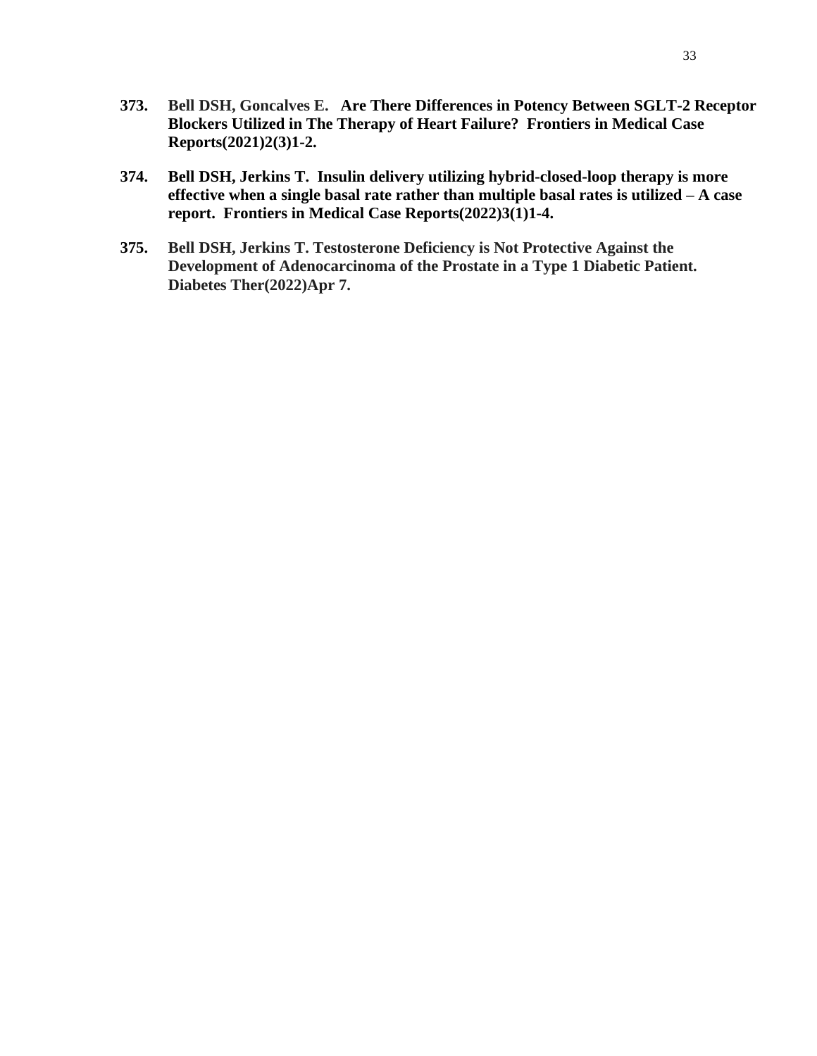**373. Bell DSH, Goncalves E. Are There Differences in Potency Between SGLT-2 Receptor Blockers Utilized in The Therapy of Heart Failure? Frontiers in Medical Case Reports(2021)2(3)1-2.**

**374. Bell DSH, Jerkins T. Insulin delivery utilizing hybrid-closed-loop therapy is more effective when a single basal rate rather than multiple basal rates is utilized – A case report. Frontiers in Medical Case Reports(2022)3(1)1-4.**

**375. Bell DSH, Jerkins T. Testosterone Deficiency is Not Protective Against the Development of Adenocarcinoma of the Prostate in a Type 1 Diabetic Patient. Diabetes Ther(2022)Apr 7.**